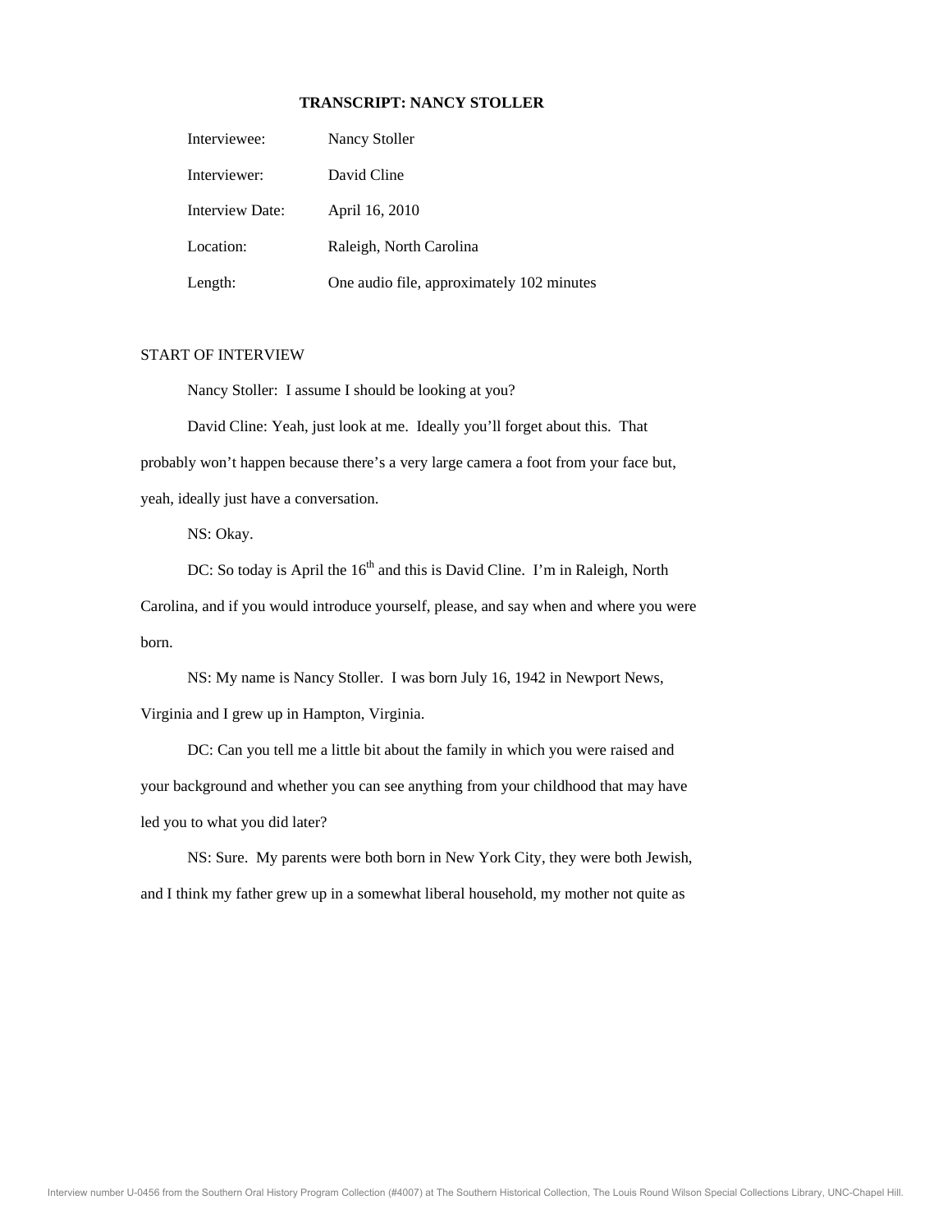# TRANSCRIPT: NANCY STOLLER

| | |
|---|---|
| Interviewee: | Nancy Stoller |
| Interviewer: | David Cline |
| Interview Date: | April 16, 2010 |
| Location: | Raleigh, North Carolina |
| Length: | One audio file, approximately 102 minutes |

START OF INTERVIEW

Nancy Stoller: I assume I should be looking at you?

David Cline: Yeah, just look at me. Ideally you'll forget about this. That probably won't happen because there's a very large camera a foot from your face but, yeah, ideally just have a conversation.

NS: Okay.

DC: So today is April the 16th and this is David Cline. I'm in Raleigh, North Carolina, and if you would introduce yourself, please, and say when and where you were born.

NS: My name is Nancy Stoller. I was born July 16, 1942 in Newport News, Virginia and I grew up in Hampton, Virginia.

DC: Can you tell me a little bit about the family in which you were raised and your background and whether you can see anything from your childhood that may have led you to what you did later?

NS: Sure. My parents were both born in New York City, they were both Jewish, and I think my father grew up in a somewhat liberal household, my mother not quite as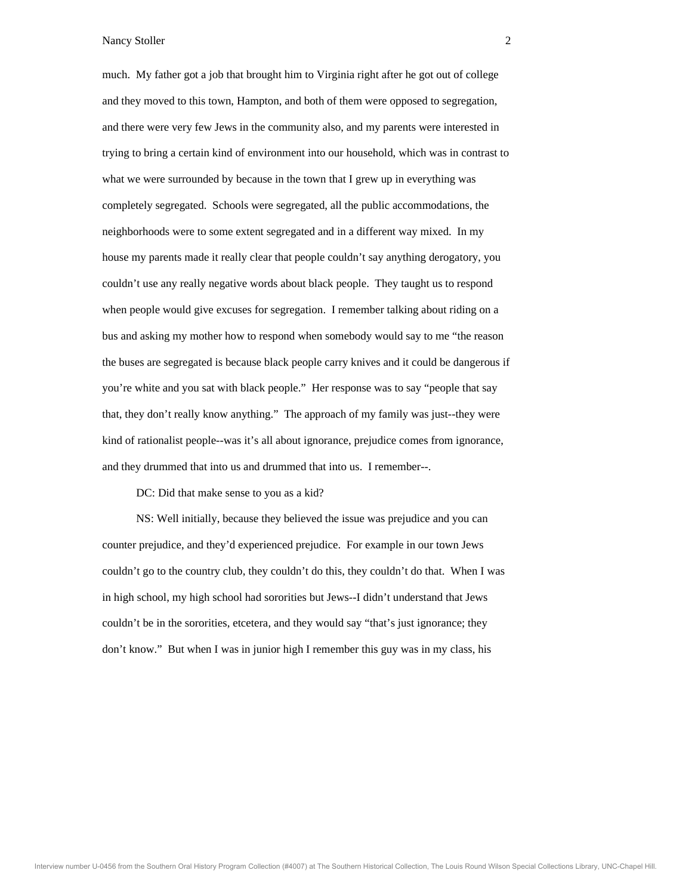much. My father got a job that brought him to Virginia right after he got out of college and they moved to this town, Hampton, and both of them were opposed to segregation, and there were very few Jews in the community also, and my parents were interested in trying to bring a certain kind of environment into our household, which was in contrast to what we were surrounded by because in the town that I grew up in everything was completely segregated. Schools were segregated, all the public accommodations, the neighborhoods were to some extent segregated and in a different way mixed. In my house my parents made it really clear that people couldn't say anything derogatory, you couldn't use any really negative words about black people. They taught us to respond when people would give excuses for segregation. I remember talking about riding on a bus and asking my mother how to respond when somebody would say to me "the reason the buses are segregated is because black people carry knives and it could be dangerous if you're white and you sat with black people." Her response was to say "people that say that, they don't really know anything." The approach of my family was just--they were kind of rationalist people--was it's all about ignorance, prejudice comes from ignorance, and they drummed that into us and drummed that into us. I remember--.

DC: Did that make sense to you as a kid?

NS: Well initially, because they believed the issue was prejudice and you can counter prejudice, and they'd experienced prejudice. For example in our town Jews couldn't go to the country club, they couldn't do this, they couldn't do that. When I was in high school, my high school had sororities but Jews--I didn't understand that Jews couldn't be in the sororities, etcetera, and they would say "that's just ignorance; they don't know." But when I was in junior high I remember this guy was in my class, his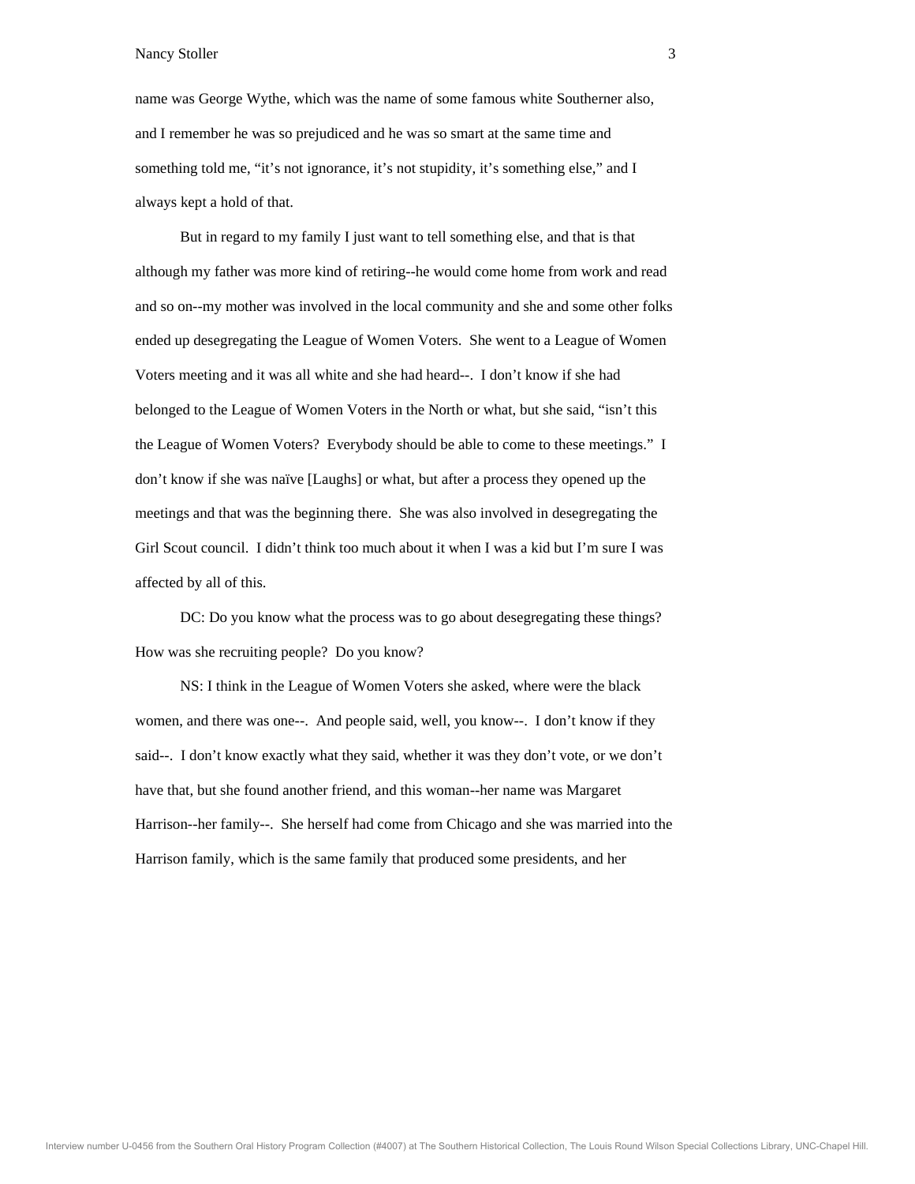name was George Wythe, which was the name of some famous white Southerner also, and I remember he was so prejudiced and he was so smart at the same time and something told me, "it's not ignorance, it's not stupidity, it's something else," and I always kept a hold of that.

But in regard to my family I just want to tell something else, and that is that although my father was more kind of retiring--he would come home from work and read and so on--my mother was involved in the local community and she and some other folks ended up desegregating the League of Women Voters. She went to a League of Women Voters meeting and it was all white and she had heard--. I don't know if she had belonged to the League of Women Voters in the North or what, but she said, "isn't this the League of Women Voters? Everybody should be able to come to these meetings." I don't know if she was naïve [Laughs] or what, but after a process they opened up the meetings and that was the beginning there. She was also involved in desegregating the Girl Scout council. I didn't think too much about it when I was a kid but I'm sure I was affected by all of this.

DC: Do you know what the process was to go about desegregating these things? How was she recruiting people? Do you know?

NS: I think in the League of Women Voters she asked, where were the black women, and there was one--. And people said, well, you know--. I don't know if they said--. I don't know exactly what they said, whether it was they don't vote, or we don't have that, but she found another friend, and this woman--her name was Margaret Harrison--her family--. She herself had come from Chicago and she was married into the Harrison family, which is the same family that produced some presidents, and her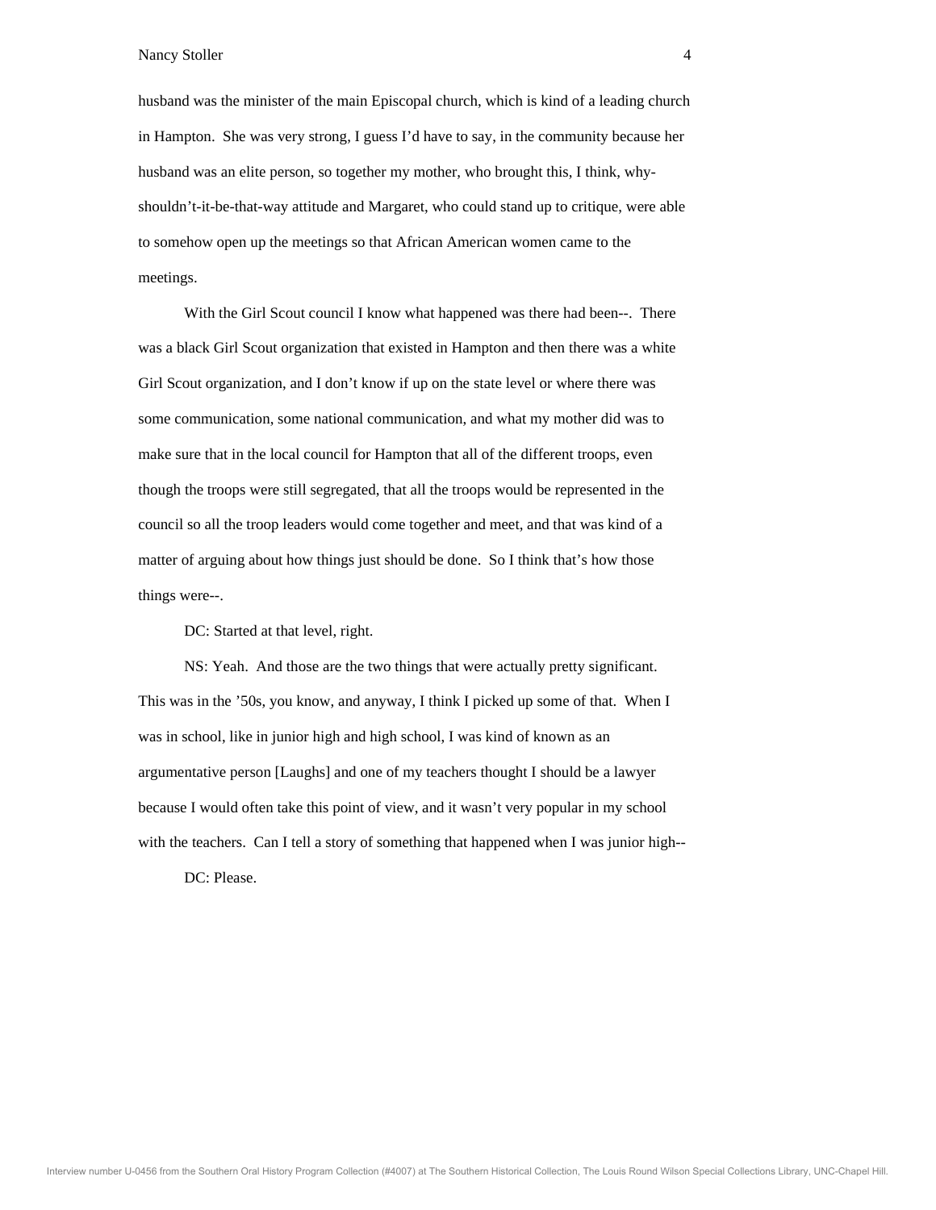husband was the minister of the main Episcopal church, which is kind of a leading church in Hampton. She was very strong, I guess I'd have to say, in the community because her husband was an elite person, so together my mother, who brought this, I think, why-shouldn't-it-be-that-way attitude and Margaret, who could stand up to critique, were able to somehow open up the meetings so that African American women came to the meetings.

With the Girl Scout council I know what happened was there had been--. There was a black Girl Scout organization that existed in Hampton and then there was a white Girl Scout organization, and I don't know if up on the state level or where there was some communication, some national communication, and what my mother did was to make sure that in the local council for Hampton that all of the different troops, even though the troops were still segregated, that all the troops would be represented in the council so all the troop leaders would come together and meet, and that was kind of a matter of arguing about how things just should be done. So I think that's how those things were--.

DC: Started at that level, right.

NS: Yeah. And those are the two things that were actually pretty significant. This was in the '50s, you know, and anyway, I think I picked up some of that. When I was in school, like in junior high and high school, I was kind of known as an argumentative person [Laughs] and one of my teachers thought I should be a lawyer because I would often take this point of view, and it wasn't very popular in my school with the teachers. Can I tell a story of something that happened when I was junior high--

DC: Please.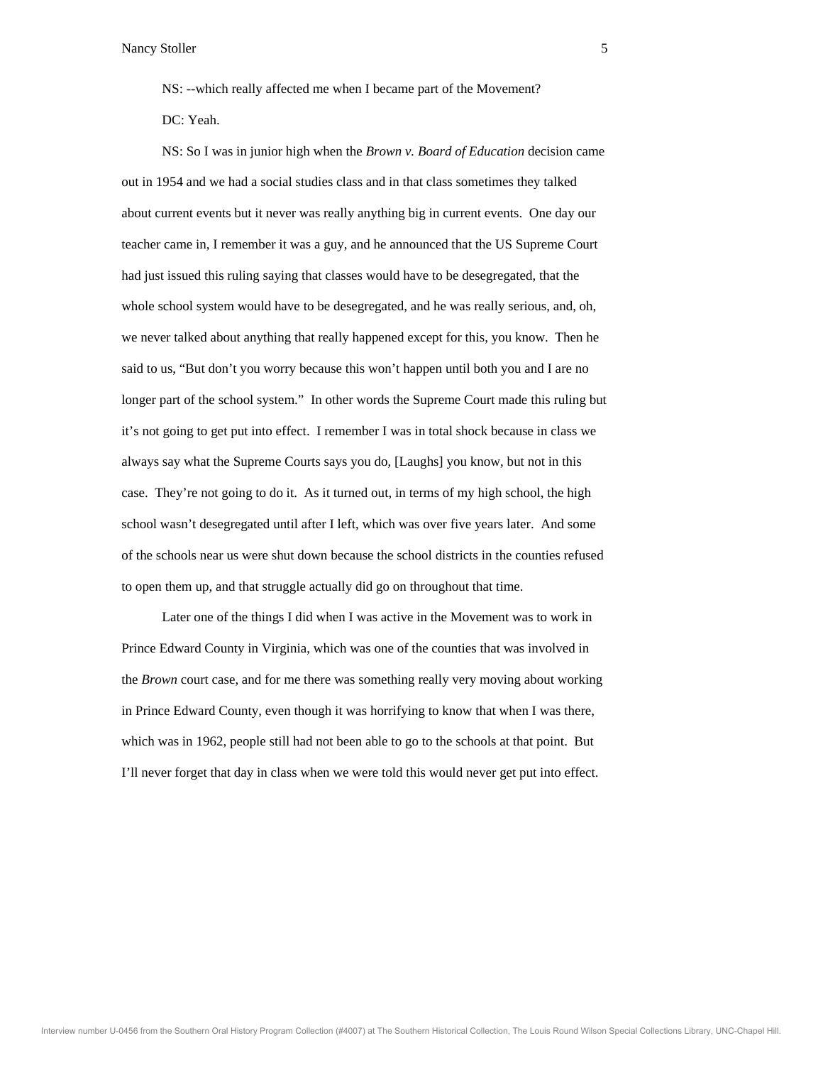NS: --which really affected me when I became part of the Movement?

DC: Yeah.

NS: So I was in junior high when the *Brown v. Board of Education* decision came out in 1954 and we had a social studies class and in that class sometimes they talked about current events but it never was really anything big in current events. One day our teacher came in, I remember it was a guy, and he announced that the US Supreme Court had just issued this ruling saying that classes would have to be desegregated, that the whole school system would have to be desegregated, and he was really serious, and, oh, we never talked about anything that really happened except for this, you know. Then he said to us, "But don't you worry because this won't happen until both you and I are no longer part of the school system." In other words the Supreme Court made this ruling but it's not going to get put into effect. I remember I was in total shock because in class we always say what the Supreme Courts says you do, [Laughs] you know, but not in this case. They're not going to do it. As it turned out, in terms of my high school, the high school wasn't desegregated until after I left, which was over five years later. And some of the schools near us were shut down because the school districts in the counties refused to open them up, and that struggle actually did go on throughout that time.

Later one of the things I did when I was active in the Movement was to work in Prince Edward County in Virginia, which was one of the counties that was involved in the *Brown* court case, and for me there was something really very moving about working in Prince Edward County, even though it was horrifying to know that when I was there, which was in 1962, people still had not been able to go to the schools at that point. But I'll never forget that day in class when we were told this would never get put into effect.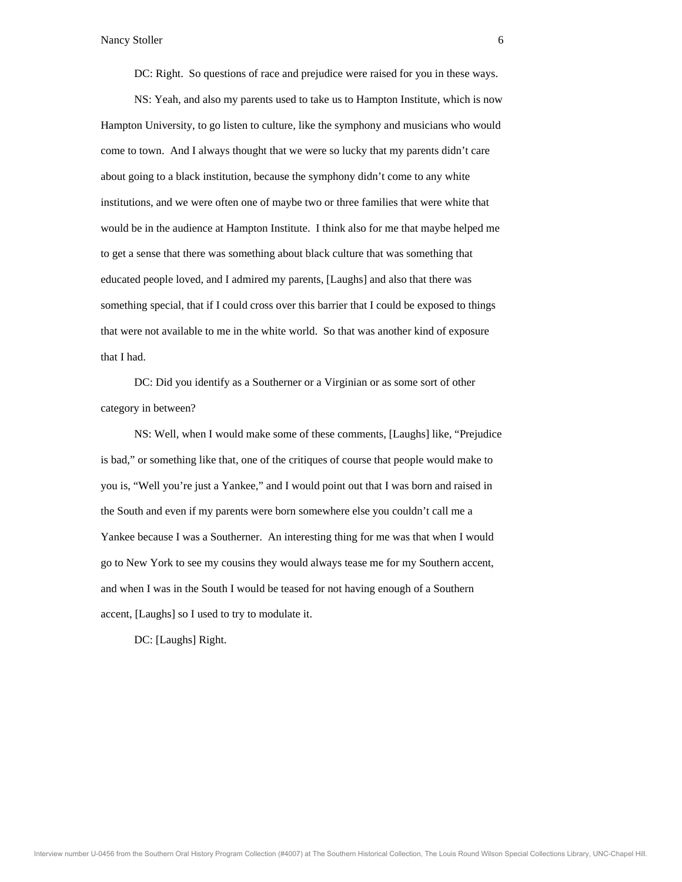DC: Right. So questions of race and prejudice were raised for you in these ways.

NS: Yeah, and also my parents used to take us to Hampton Institute, which is now Hampton University, to go listen to culture, like the symphony and musicians who would come to town. And I always thought that we were so lucky that my parents didn't care about going to a black institution, because the symphony didn't come to any white institutions, and we were often one of maybe two or three families that were white that would be in the audience at Hampton Institute. I think also for me that maybe helped me to get a sense that there was something about black culture that was something that educated people loved, and I admired my parents, [Laughs] and also that there was something special, that if I could cross over this barrier that I could be exposed to things that were not available to me in the white world. So that was another kind of exposure that I had.

DC: Did you identify as a Southerner or a Virginian or as some sort of other category in between?

NS: Well, when I would make some of these comments, [Laughs] like, "Prejudice is bad," or something like that, one of the critiques of course that people would make to you is, "Well you're just a Yankee," and I would point out that I was born and raised in the South and even if my parents were born somewhere else you couldn't call me a Yankee because I was a Southerner. An interesting thing for me was that when I would go to New York to see my cousins they would always tease me for my Southern accent, and when I was in the South I would be teased for not having enough of a Southern accent, [Laughs] so I used to try to modulate it.

DC: [Laughs] Right.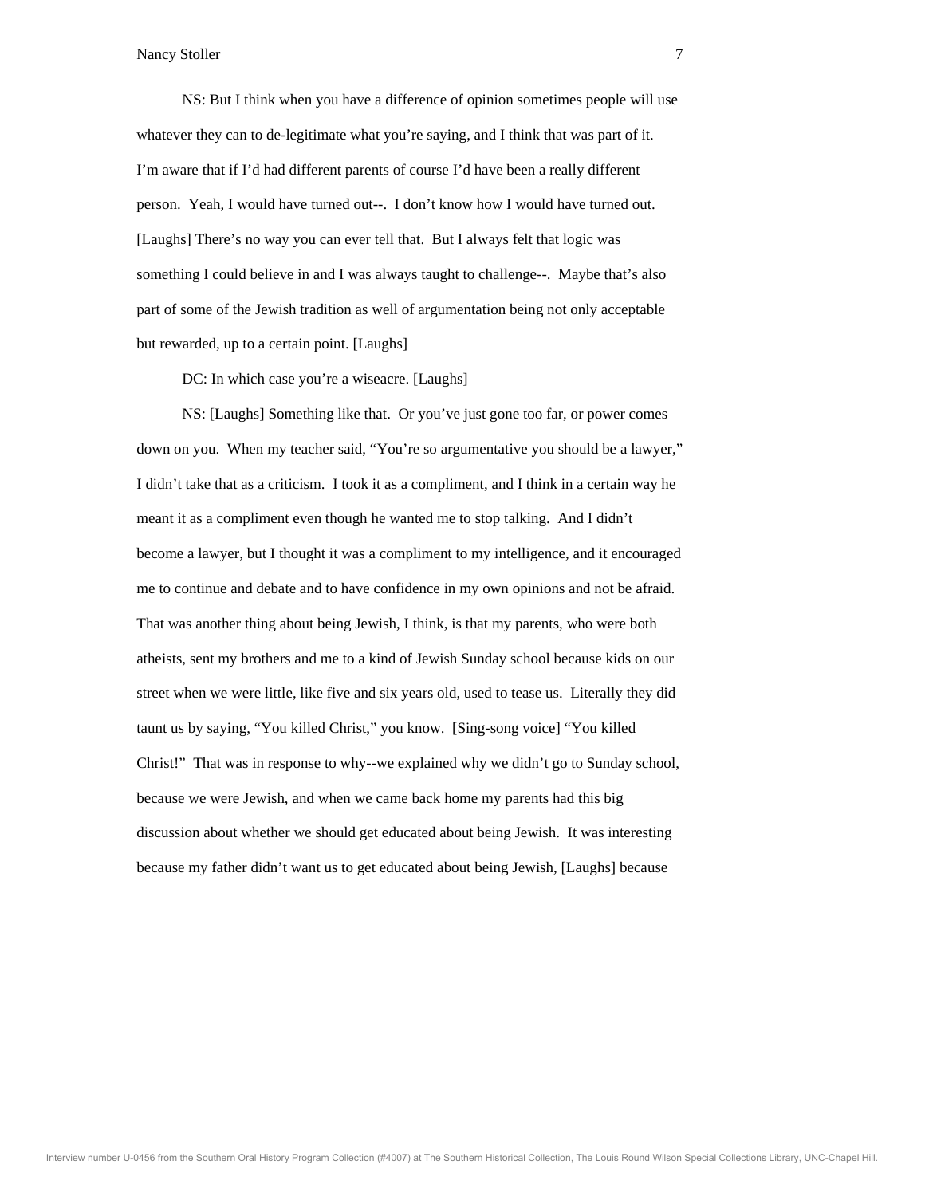NS: But I think when you have a difference of opinion sometimes people will use whatever they can to de-legitimate what you're saying, and I think that was part of it. I'm aware that if I'd had different parents of course I'd have been a really different person. Yeah, I would have turned out--. I don't know how I would have turned out. [Laughs] There's no way you can ever tell that. But I always felt that logic was something I could believe in and I was always taught to challenge--. Maybe that's also part of some of the Jewish tradition as well of argumentation being not only acceptable but rewarded, up to a certain point. [Laughs]

DC: In which case you're a wiseacre. [Laughs]

NS: [Laughs] Something like that. Or you've just gone too far, or power comes down on you. When my teacher said, "You're so argumentative you should be a lawyer," I didn't take that as a criticism. I took it as a compliment, and I think in a certain way he meant it as a compliment even though he wanted me to stop talking. And I didn't become a lawyer, but I thought it was a compliment to my intelligence, and it encouraged me to continue and debate and to have confidence in my own opinions and not be afraid. That was another thing about being Jewish, I think, is that my parents, who were both atheists, sent my brothers and me to a kind of Jewish Sunday school because kids on our street when we were little, like five and six years old, used to tease us. Literally they did taunt us by saying, "You killed Christ," you know. [Sing-song voice] "You killed Christ!" That was in response to why--we explained why we didn't go to Sunday school, because we were Jewish, and when we came back home my parents had this big discussion about whether we should get educated about being Jewish. It was interesting because my father didn't want us to get educated about being Jewish, [Laughs] because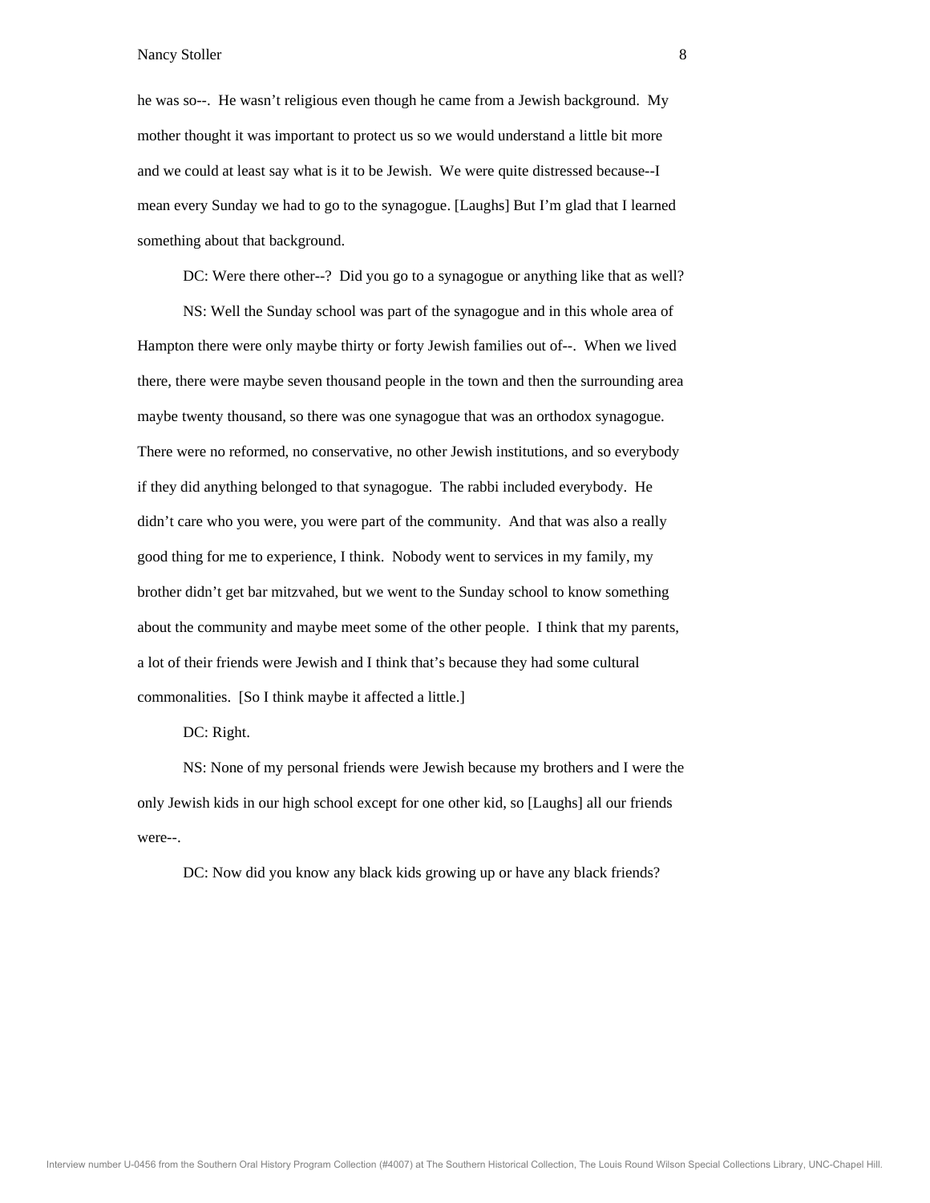he was so--. He wasn't religious even though he came from a Jewish background. My mother thought it was important to protect us so we would understand a little bit more and we could at least say what is it to be Jewish. We were quite distressed because--I mean every Sunday we had to go to the synagogue. [Laughs] But I'm glad that I learned something about that background.

DC: Were there other--? Did you go to a synagogue or anything like that as well?

NS: Well the Sunday school was part of the synagogue and in this whole area of Hampton there were only maybe thirty or forty Jewish families out of--. When we lived there, there were maybe seven thousand people in the town and then the surrounding area maybe twenty thousand, so there was one synagogue that was an orthodox synagogue. There were no reformed, no conservative, no other Jewish institutions, and so everybody if they did anything belonged to that synagogue. The rabbi included everybody. He didn't care who you were, you were part of the community. And that was also a really good thing for me to experience, I think. Nobody went to services in my family, my brother didn't get bar mitzvahed, but we went to the Sunday school to know something about the community and maybe meet some of the other people. I think that my parents, a lot of their friends were Jewish and I think that's because they had some cultural commonalities. [So I think maybe it affected a little.]

DC: Right.

NS: None of my personal friends were Jewish because my brothers and I were the only Jewish kids in our high school except for one other kid, so [Laughs] all our friends were--.

DC: Now did you know any black kids growing up or have any black friends?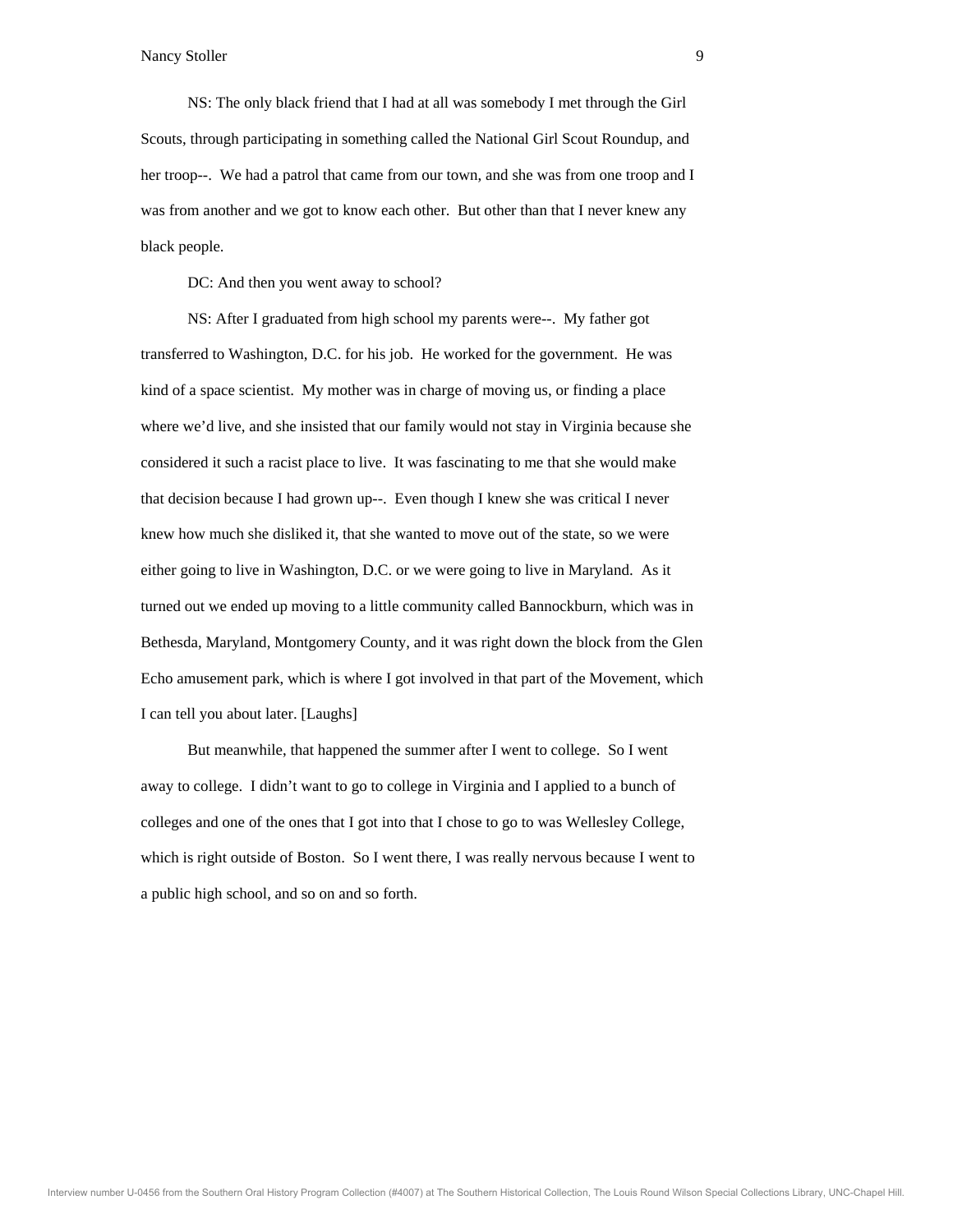NS: The only black friend that I had at all was somebody I met through the Girl Scouts, through participating in something called the National Girl Scout Roundup, and her troop--. We had a patrol that came from our town, and she was from one troop and I was from another and we got to know each other. But other than that I never knew any black people.

DC: And then you went away to school?

NS: After I graduated from high school my parents were--. My father got transferred to Washington, D.C. for his job. He worked for the government. He was kind of a space scientist. My mother was in charge of moving us, or finding a place where we'd live, and she insisted that our family would not stay in Virginia because she considered it such a racist place to live. It was fascinating to me that she would make that decision because I had grown up--. Even though I knew she was critical I never knew how much she disliked it, that she wanted to move out of the state, so we were either going to live in Washington, D.C. or we were going to live in Maryland. As it turned out we ended up moving to a little community called Bannockburn, which was in Bethesda, Maryland, Montgomery County, and it was right down the block from the Glen Echo amusement park, which is where I got involved in that part of the Movement, which I can tell you about later. [Laughs]

But meanwhile, that happened the summer after I went to college. So I went away to college. I didn't want to go to college in Virginia and I applied to a bunch of colleges and one of the ones that I got into that I chose to go to was Wellesley College, which is right outside of Boston. So I went there, I was really nervous because I went to a public high school, and so on and so forth.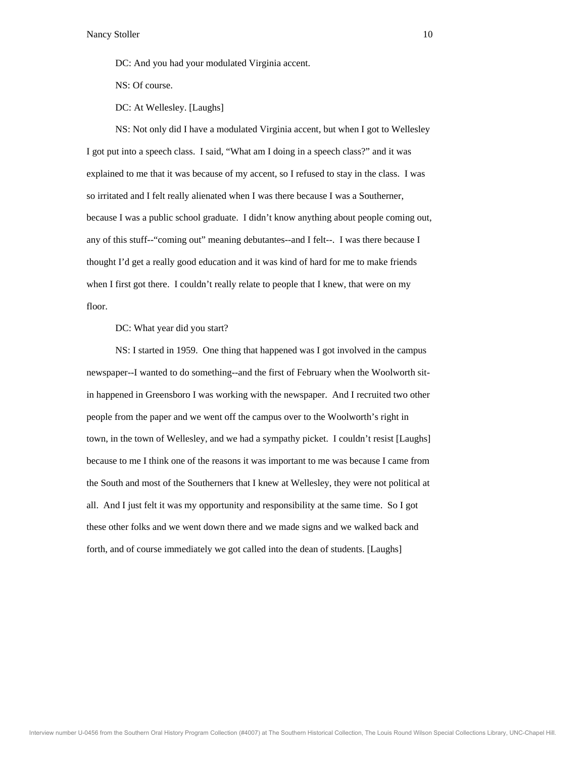DC: And you had your modulated Virginia accent.

NS: Of course.

DC: At Wellesley. [Laughs]

NS: Not only did I have a modulated Virginia accent, but when I got to Wellesley I got put into a speech class. I said, "What am I doing in a speech class?" and it was explained to me that it was because of my accent, so I refused to stay in the class. I was so irritated and I felt really alienated when I was there because I was a Southerner, because I was a public school graduate. I didn't know anything about people coming out, any of this stuff--"coming out" meaning debutantes--and I felt--. I was there because I thought I'd get a really good education and it was kind of hard for me to make friends when I first got there. I couldn't really relate to people that I knew, that were on my floor.

DC: What year did you start?

NS: I started in 1959. One thing that happened was I got involved in the campus newspaper--I wanted to do something--and the first of February when the Woolworth sit-in happened in Greensboro I was working with the newspaper. And I recruited two other people from the paper and we went off the campus over to the Woolworth's right in town, in the town of Wellesley, and we had a sympathy picket. I couldn't resist [Laughs] because to me I think one of the reasons it was important to me was because I came from the South and most of the Southerners that I knew at Wellesley, they were not political at all. And I just felt it was my opportunity and responsibility at the same time. So I got these other folks and we went down there and we made signs and we walked back and forth, and of course immediately we got called into the dean of students. [Laughs]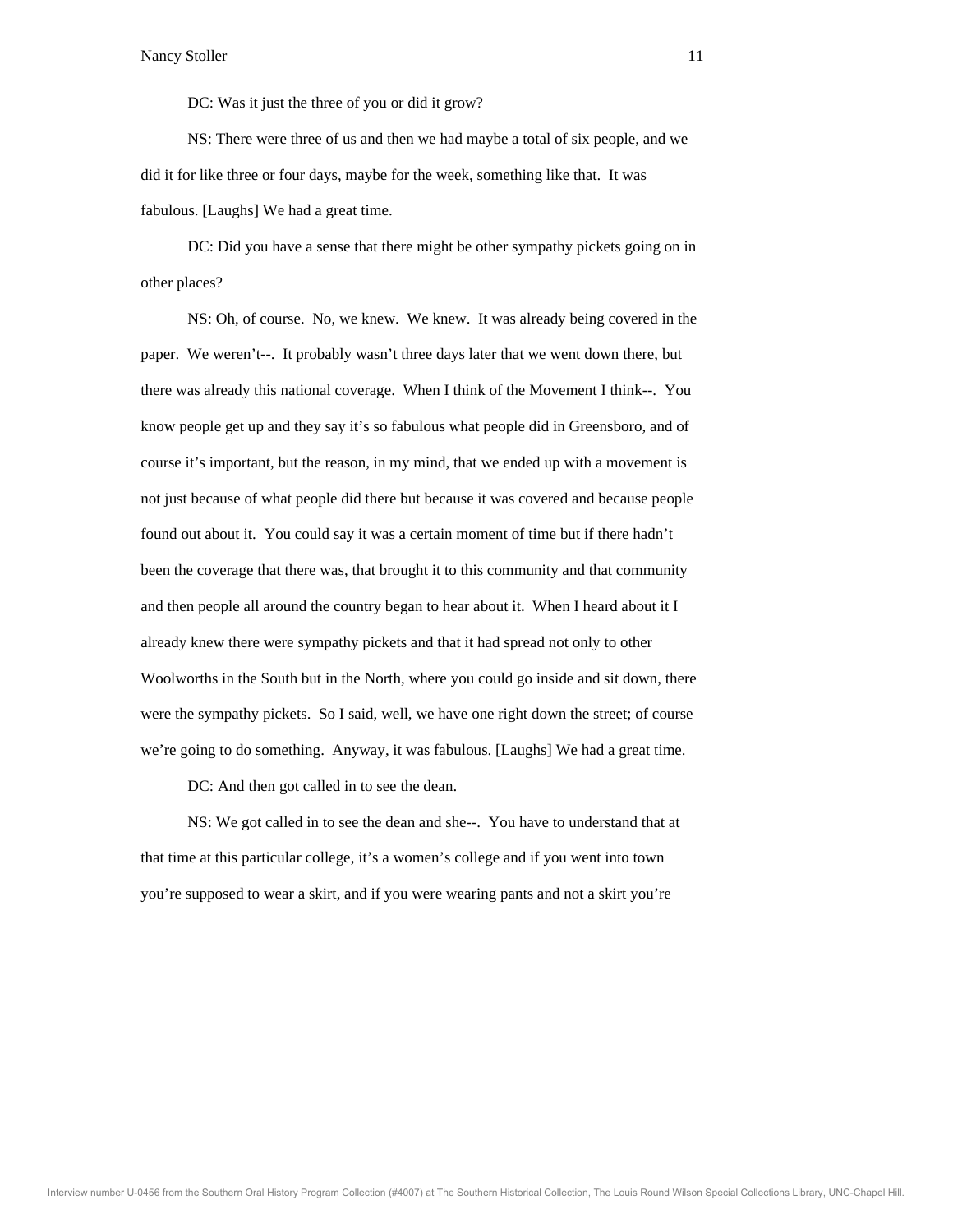DC: Was it just the three of you or did it grow?

NS: There were three of us and then we had maybe a total of six people, and we did it for like three or four days, maybe for the week, something like that. It was fabulous. [Laughs] We had a great time.

DC: Did you have a sense that there might be other sympathy pickets going on in other places?

NS: Oh, of course. No, we knew. We knew. It was already being covered in the paper. We weren't--. It probably wasn't three days later that we went down there, but there was already this national coverage. When I think of the Movement I think--. You know people get up and they say it's so fabulous what people did in Greensboro, and of course it's important, but the reason, in my mind, that we ended up with a movement is not just because of what people did there but because it was covered and because people found out about it. You could say it was a certain moment of time but if there hadn't been the coverage that there was, that brought it to this community and that community and then people all around the country began to hear about it. When I heard about it I already knew there were sympathy pickets and that it had spread not only to other Woolworths in the South but in the North, where you could go inside and sit down, there were the sympathy pickets. So I said, well, we have one right down the street; of course we're going to do something. Anyway, it was fabulous. [Laughs] We had a great time.

DC: And then got called in to see the dean.

NS: We got called in to see the dean and she--. You have to understand that at that time at this particular college, it's a women's college and if you went into town you're supposed to wear a skirt, and if you were wearing pants and not a skirt you're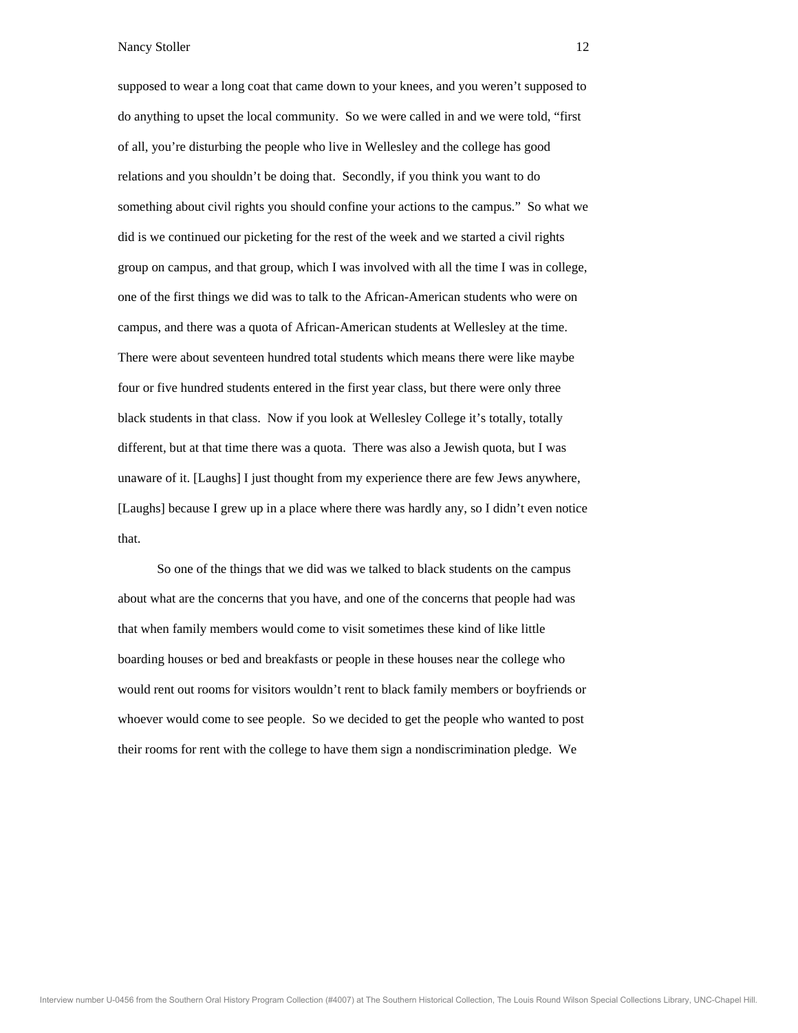supposed to wear a long coat that came down to your knees, and you weren't supposed to do anything to upset the local community. So we were called in and we were told, "first of all, you're disturbing the people who live in Wellesley and the college has good relations and you shouldn't be doing that. Secondly, if you think you want to do something about civil rights you should confine your actions to the campus." So what we did is we continued our picketing for the rest of the week and we started a civil rights group on campus, and that group, which I was involved with all the time I was in college, one of the first things we did was to talk to the African-American students who were on campus, and there was a quota of African-American students at Wellesley at the time. There were about seventeen hundred total students which means there were like maybe four or five hundred students entered in the first year class, but there were only three black students in that class. Now if you look at Wellesley College it's totally, totally different, but at that time there was a quota. There was also a Jewish quota, but I was unaware of it. [Laughs] I just thought from my experience there are few Jews anywhere, [Laughs] because I grew up in a place where there was hardly any, so I didn't even notice that.

So one of the things that we did was we talked to black students on the campus about what are the concerns that you have, and one of the concerns that people had was that when family members would come to visit sometimes these kind of like little boarding houses or bed and breakfasts or people in these houses near the college who would rent out rooms for visitors wouldn't rent to black family members or boyfriends or whoever would come to see people. So we decided to get the people who wanted to post their rooms for rent with the college to have them sign a nondiscrimination pledge. We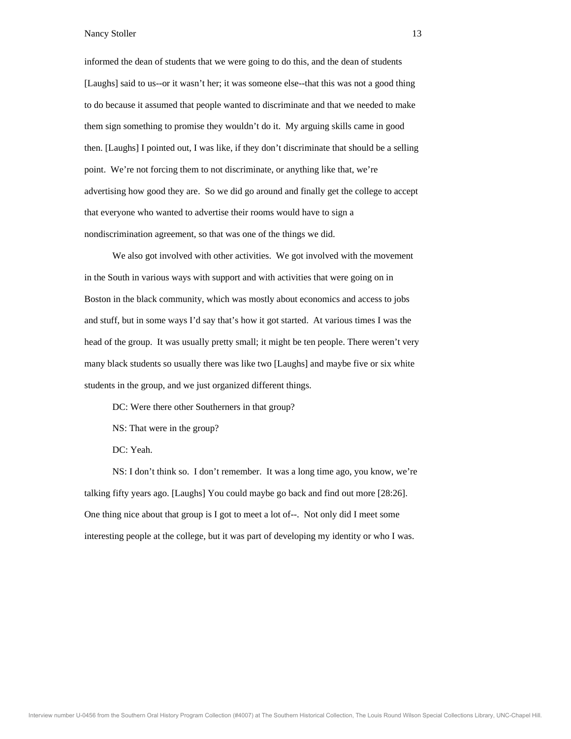informed the dean of students that we were going to do this, and the dean of students [Laughs] said to us--or it wasn't her; it was someone else--that this was not a good thing to do because it assumed that people wanted to discriminate and that we needed to make them sign something to promise they wouldn't do it. My arguing skills came in good then. [Laughs] I pointed out, I was like, if they don't discriminate that should be a selling point. We're not forcing them to not discriminate, or anything like that, we're advertising how good they are. So we did go around and finally get the college to accept that everyone who wanted to advertise their rooms would have to sign a nondiscrimination agreement, so that was one of the things we did.

We also got involved with other activities. We got involved with the movement in the South in various ways with support and with activities that were going on in Boston in the black community, which was mostly about economics and access to jobs and stuff, but in some ways I'd say that's how it got started. At various times I was the head of the group. It was usually pretty small; it might be ten people. There weren't very many black students so usually there was like two [Laughs] and maybe five or six white students in the group, and we just organized different things.

DC: Were there other Southerners in that group?

NS: That were in the group?

DC: Yeah.

NS: I don't think so. I don't remember. It was a long time ago, you know, we're talking fifty years ago. [Laughs] You could maybe go back and find out more [28:26]. One thing nice about that group is I got to meet a lot of--. Not only did I meet some interesting people at the college, but it was part of developing my identity or who I was.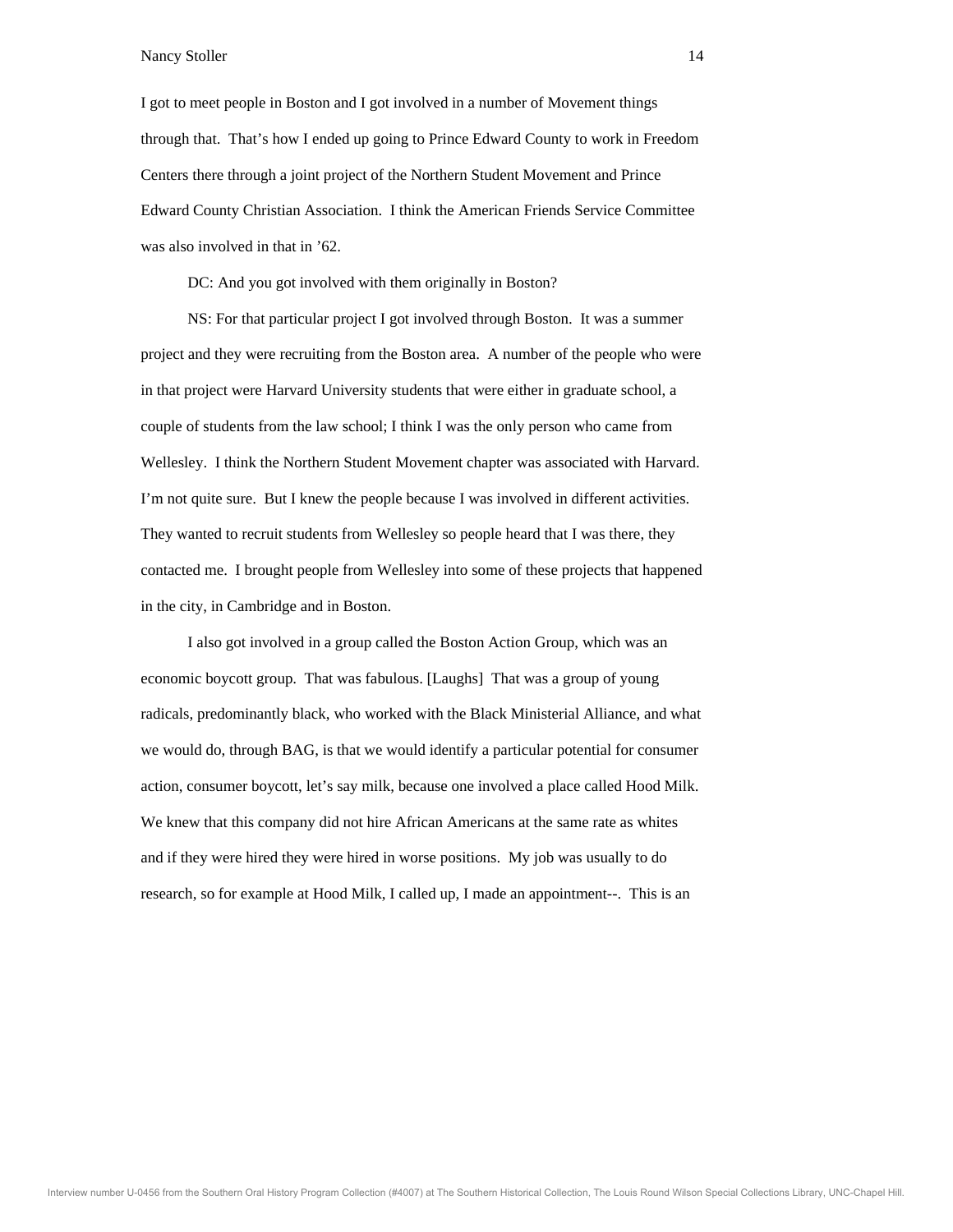I got to meet people in Boston and I got involved in a number of Movement things through that. That's how I ended up going to Prince Edward County to work in Freedom Centers there through a joint project of the Northern Student Movement and Prince Edward County Christian Association. I think the American Friends Service Committee was also involved in that in '62.

DC: And you got involved with them originally in Boston?

NS: For that particular project I got involved through Boston. It was a summer project and they were recruiting from the Boston area. A number of the people who were in that project were Harvard University students that were either in graduate school, a couple of students from the law school; I think I was the only person who came from Wellesley. I think the Northern Student Movement chapter was associated with Harvard. I'm not quite sure. But I knew the people because I was involved in different activities. They wanted to recruit students from Wellesley so people heard that I was there, they contacted me. I brought people from Wellesley into some of these projects that happened in the city, in Cambridge and in Boston.

I also got involved in a group called the Boston Action Group, which was an economic boycott group. That was fabulous. [Laughs] That was a group of young radicals, predominantly black, who worked with the Black Ministerial Alliance, and what we would do, through BAG, is that we would identify a particular potential for consumer action, consumer boycott, let's say milk, because one involved a place called Hood Milk. We knew that this company did not hire African Americans at the same rate as whites and if they were hired they were hired in worse positions. My job was usually to do research, so for example at Hood Milk, I called up, I made an appointment--. This is an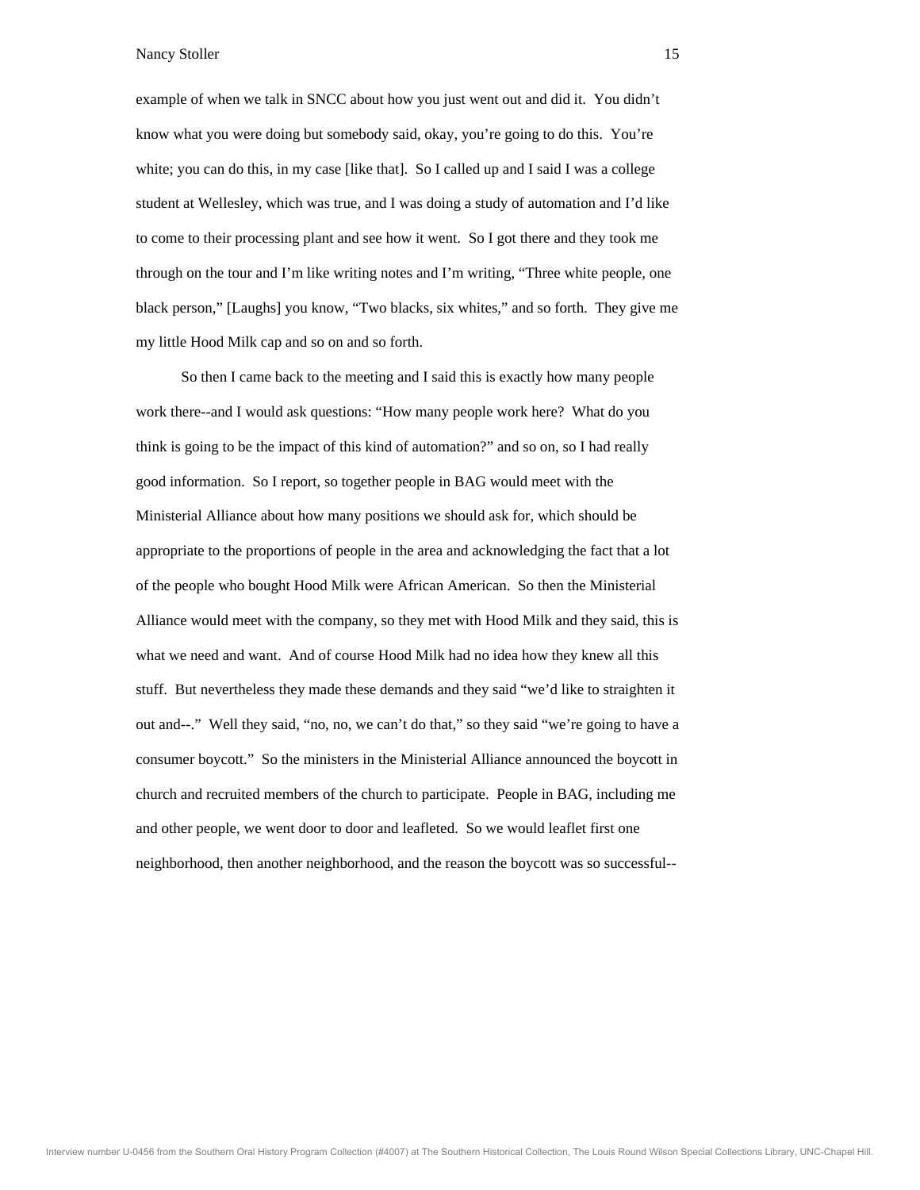example of when we talk in SNCC about how you just went out and did it. You didn't know what you were doing but somebody said, okay, you're going to do this. You're white; you can do this, in my case [like that]. So I called up and I said I was a college student at Wellesley, which was true, and I was doing a study of automation and I'd like to come to their processing plant and see how it went. So I got there and they took me through on the tour and I'm like writing notes and I'm writing, "Three white people, one black person," [Laughs] you know, "Two blacks, six whites," and so forth. They give me my little Hood Milk cap and so on and so forth.

So then I came back to the meeting and I said this is exactly how many people work there--and I would ask questions: "How many people work here? What do you think is going to be the impact of this kind of automation?" and so on, so I had really good information. So I report, so together people in BAG would meet with the Ministerial Alliance about how many positions we should ask for, which should be appropriate to the proportions of people in the area and acknowledging the fact that a lot of the people who bought Hood Milk were African American. So then the Ministerial Alliance would meet with the company, so they met with Hood Milk and they said, this is what we need and want. And of course Hood Milk had no idea how they knew all this stuff. But nevertheless they made these demands and they said "we'd like to straighten it out and--." Well they said, "no, no, we can't do that," so they said "we're going to have a consumer boycott." So the ministers in the Ministerial Alliance announced the boycott in church and recruited members of the church to participate. People in BAG, including me and other people, we went door to door and leafleted. So we would leaflet first one neighborhood, then another neighborhood, and the reason the boycott was so successful--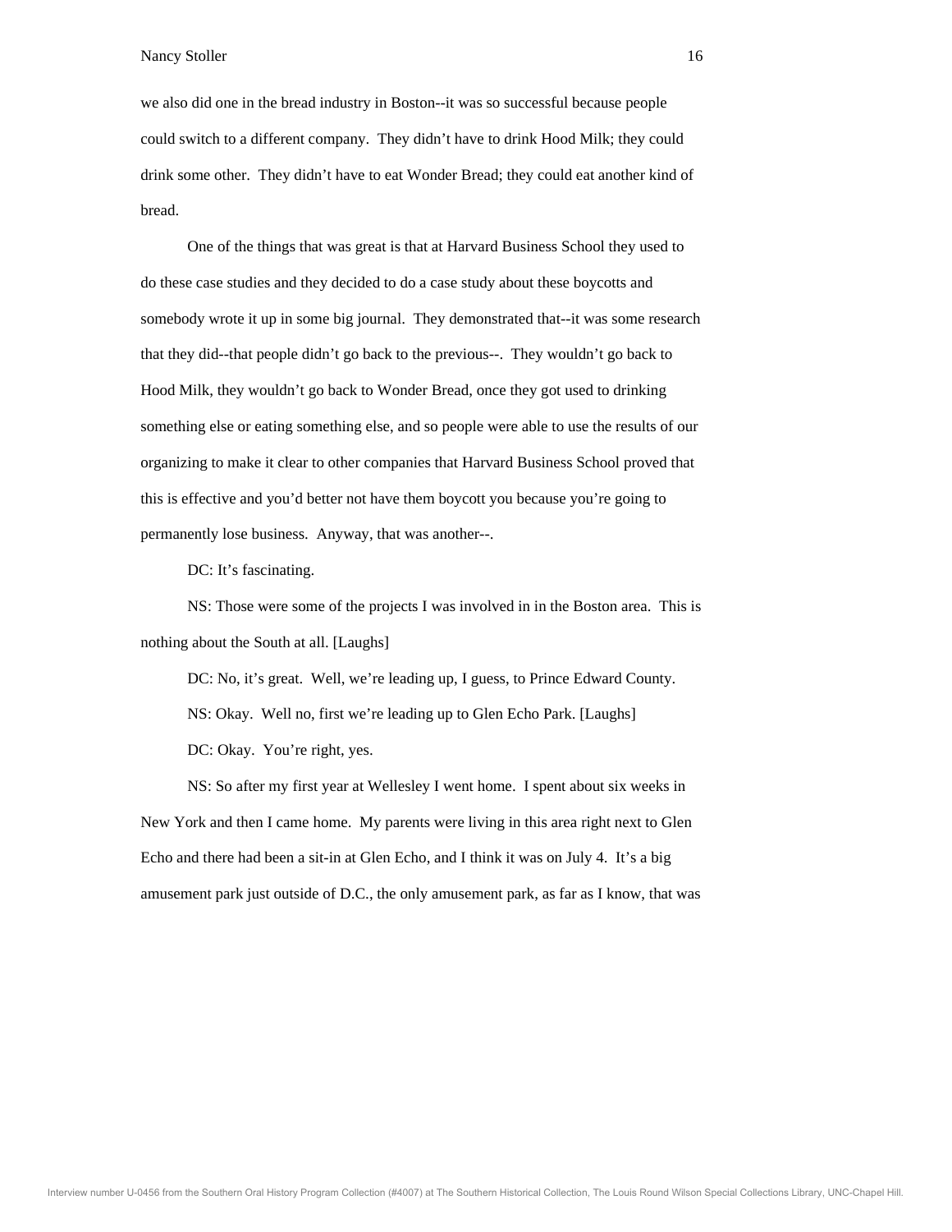we also did one in the bread industry in Boston--it was so successful because people could switch to a different company. They didn't have to drink Hood Milk; they could drink some other. They didn't have to eat Wonder Bread; they could eat another kind of bread.

One of the things that was great is that at Harvard Business School they used to do these case studies and they decided to do a case study about these boycotts and somebody wrote it up in some big journal. They demonstrated that--it was some research that they did--that people didn't go back to the previous--. They wouldn't go back to Hood Milk, they wouldn't go back to Wonder Bread, once they got used to drinking something else or eating something else, and so people were able to use the results of our organizing to make it clear to other companies that Harvard Business School proved that this is effective and you'd better not have them boycott you because you're going to permanently lose business. Anyway, that was another--.

DC: It's fascinating.

NS: Those were some of the projects I was involved in in the Boston area. This is nothing about the South at all. [Laughs]

DC: No, it's great. Well, we're leading up, I guess, to Prince Edward County.

NS: Okay. Well no, first we're leading up to Glen Echo Park. [Laughs]

DC: Okay. You're right, yes.

NS: So after my first year at Wellesley I went home. I spent about six weeks in New York and then I came home. My parents were living in this area right next to Glen Echo and there had been a sit-in at Glen Echo, and I think it was on July 4. It's a big amusement park just outside of D.C., the only amusement park, as far as I know, that was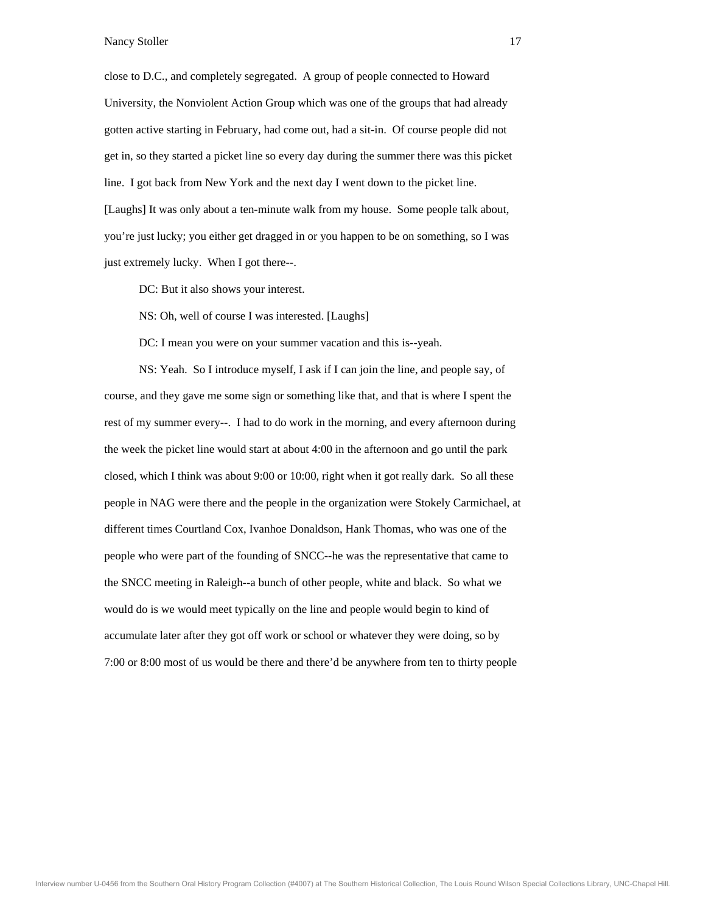close to D.C., and completely segregated. A group of people connected to Howard University, the Nonviolent Action Group which was one of the groups that had already gotten active starting in February, had come out, had a sit-in. Of course people did not get in, so they started a picket line so every day during the summer there was this picket line. I got back from New York and the next day I went down to the picket line. [Laughs] It was only about a ten-minute walk from my house. Some people talk about, you're just lucky; you either get dragged in or you happen to be on something, so I was just extremely lucky. When I got there--.

DC: But it also shows your interest.

NS: Oh, well of course I was interested. [Laughs]

DC: I mean you were on your summer vacation and this is--yeah.

NS: Yeah. So I introduce myself, I ask if I can join the line, and people say, of course, and they gave me some sign or something like that, and that is where I spent the rest of my summer every--. I had to do work in the morning, and every afternoon during the week the picket line would start at about 4:00 in the afternoon and go until the park closed, which I think was about 9:00 or 10:00, right when it got really dark. So all these people in NAG were there and the people in the organization were Stokely Carmichael, at different times Courtland Cox, Ivanhoe Donaldson, Hank Thomas, who was one of the people who were part of the founding of SNCC--he was the representative that came to the SNCC meeting in Raleigh--a bunch of other people, white and black. So what we would do is we would meet typically on the line and people would begin to kind of accumulate later after they got off work or school or whatever they were doing, so by 7:00 or 8:00 most of us would be there and there'd be anywhere from ten to thirty people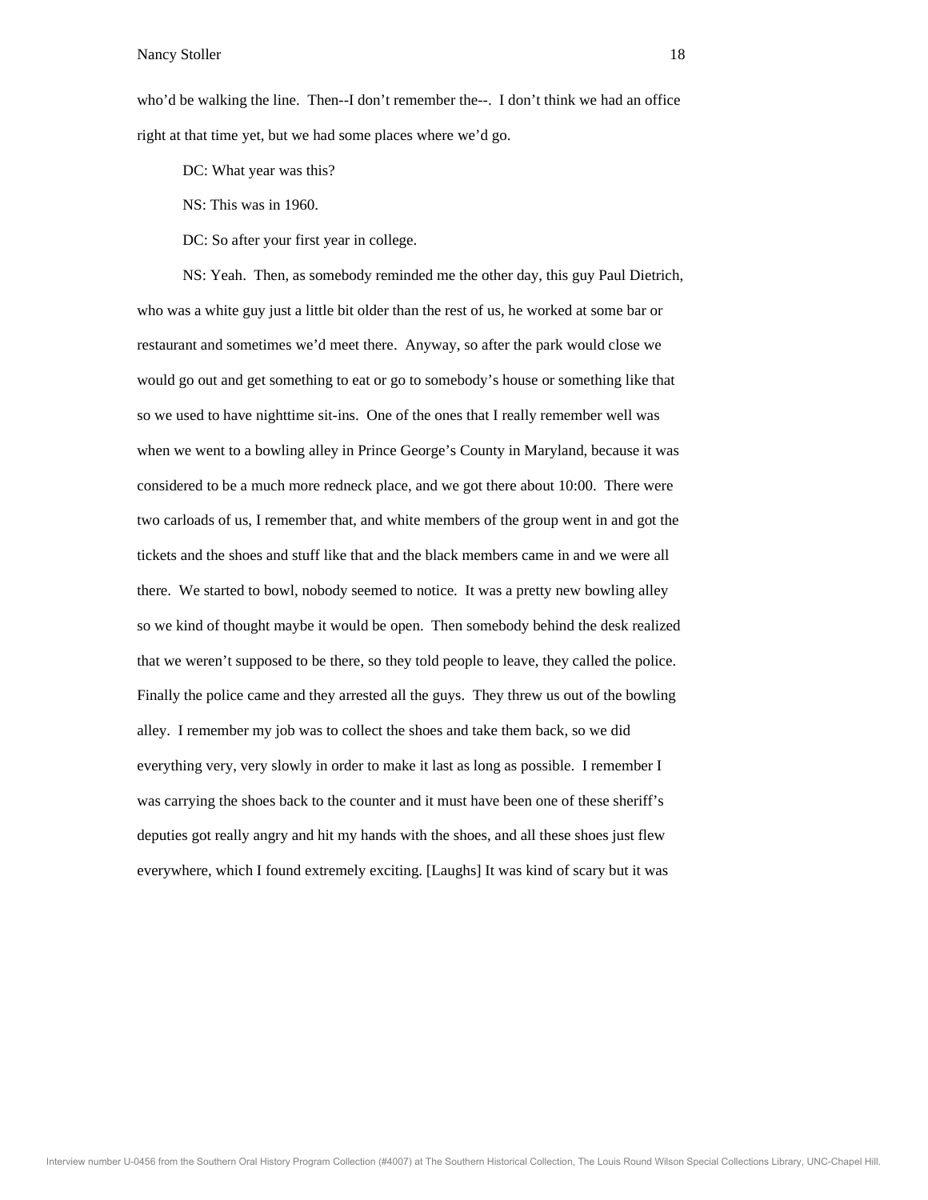who'd be walking the line. Then--I don't remember the--. I don't think we had an office right at that time yet, but we had some places where we'd go.

DC: What year was this?

NS: This was in 1960.

DC: So after your first year in college.

NS: Yeah. Then, as somebody reminded me the other day, this guy Paul Dietrich, who was a white guy just a little bit older than the rest of us, he worked at some bar or restaurant and sometimes we'd meet there. Anyway, so after the park would close we would go out and get something to eat or go to somebody's house or something like that so we used to have nighttime sit-ins. One of the ones that I really remember well was when we went to a bowling alley in Prince George's County in Maryland, because it was considered to be a much more redneck place, and we got there about 10:00. There were two carloads of us, I remember that, and white members of the group went in and got the tickets and the shoes and stuff like that and the black members came in and we were all there. We started to bowl, nobody seemed to notice. It was a pretty new bowling alley so we kind of thought maybe it would be open. Then somebody behind the desk realized that we weren't supposed to be there, so they told people to leave, they called the police. Finally the police came and they arrested all the guys. They threw us out of the bowling alley. I remember my job was to collect the shoes and take them back, so we did everything very, very slowly in order to make it last as long as possible. I remember I was carrying the shoes back to the counter and it must have been one of these sheriff's deputies got really angry and hit my hands with the shoes, and all these shoes just flew everywhere, which I found extremely exciting. [Laughs] It was kind of scary but it was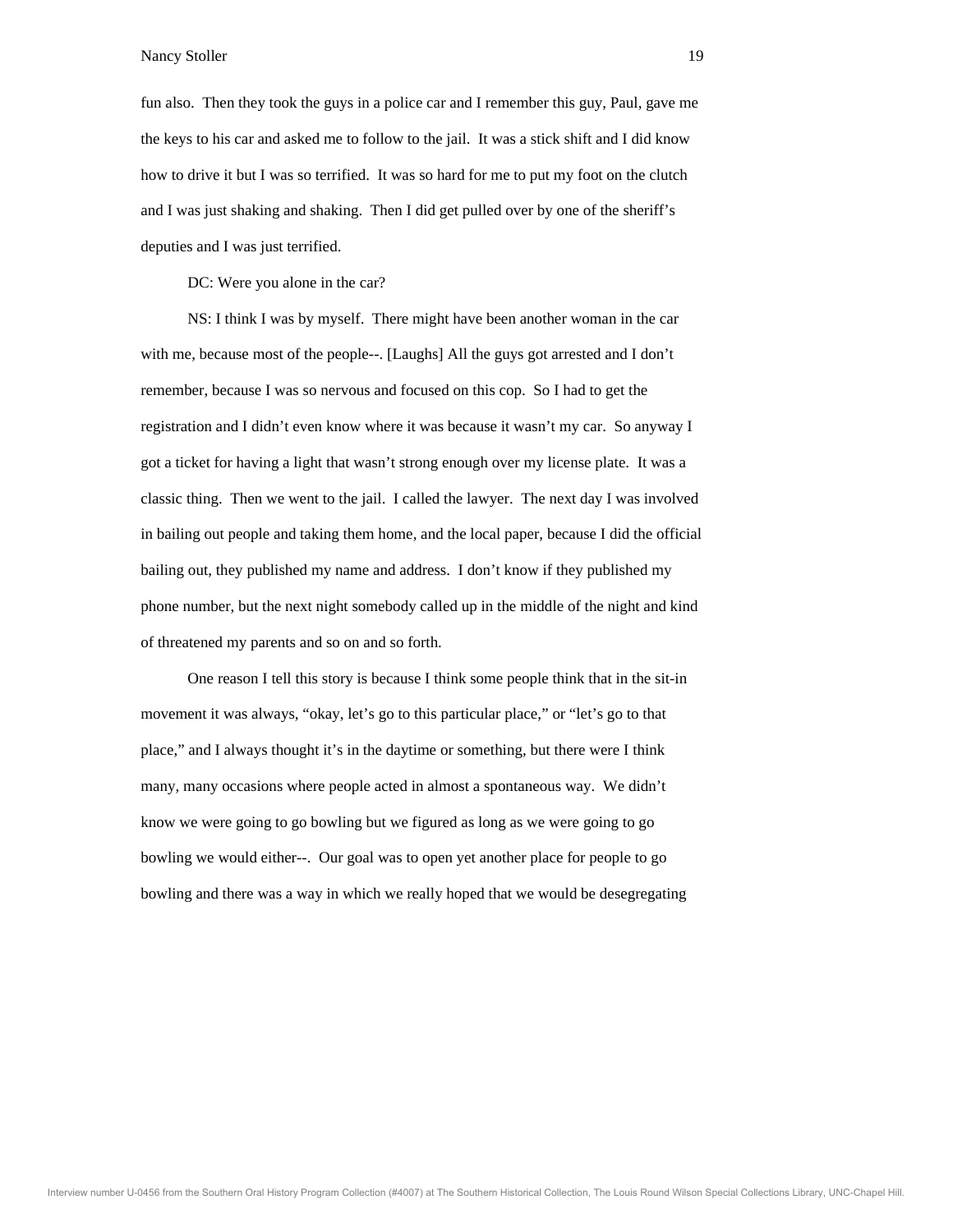fun also. Then they took the guys in a police car and I remember this guy, Paul, gave me the keys to his car and asked me to follow to the jail. It was a stick shift and I did know how to drive it but I was so terrified. It was so hard for me to put my foot on the clutch and I was just shaking and shaking. Then I did get pulled over by one of the sheriff's deputies and I was just terrified.

DC: Were you alone in the car?

NS: I think I was by myself. There might have been another woman in the car with me, because most of the people--. [Laughs] All the guys got arrested and I don't remember, because I was so nervous and focused on this cop. So I had to get the registration and I didn't even know where it was because it wasn't my car. So anyway I got a ticket for having a light that wasn't strong enough over my license plate. It was a classic thing. Then we went to the jail. I called the lawyer. The next day I was involved in bailing out people and taking them home, and the local paper, because I did the official bailing out, they published my name and address. I don't know if they published my phone number, but the next night somebody called up in the middle of the night and kind of threatened my parents and so on and so forth.

One reason I tell this story is because I think some people think that in the sit-in movement it was always, "okay, let's go to this particular place," or "let's go to that place," and I always thought it's in the daytime or something, but there were I think many, many occasions where people acted in almost a spontaneous way. We didn't know we were going to go bowling but we figured as long as we were going to go bowling we would either--. Our goal was to open yet another place for people to go bowling and there was a way in which we really hoped that we would be desegregating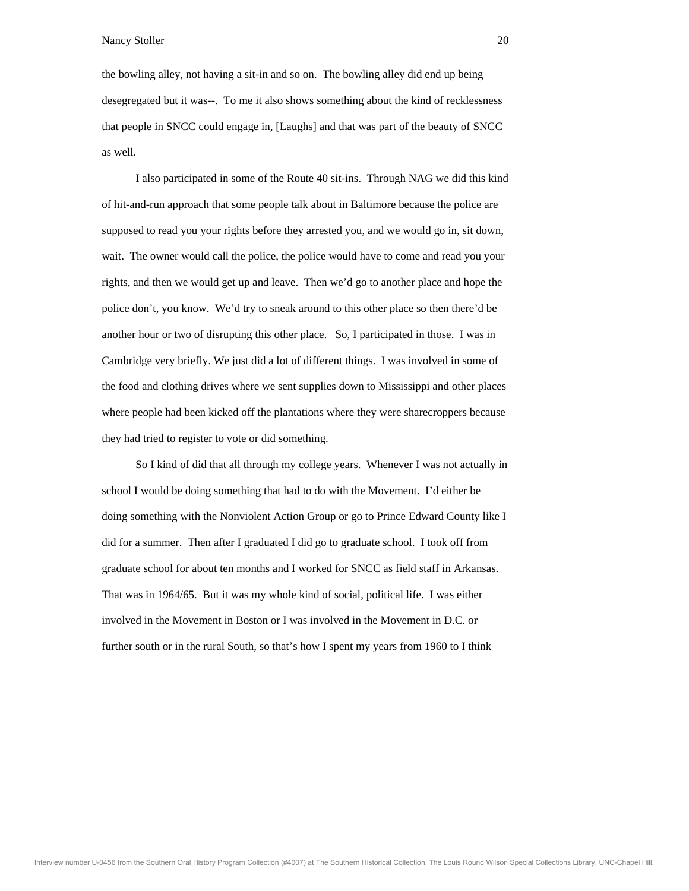the bowling alley, not having a sit-in and so on. The bowling alley did end up being desegregated but it was--. To me it also shows something about the kind of recklessness that people in SNCC could engage in, [Laughs] and that was part of the beauty of SNCC as well.

I also participated in some of the Route 40 sit-ins. Through NAG we did this kind of hit-and-run approach that some people talk about in Baltimore because the police are supposed to read you your rights before they arrested you, and we would go in, sit down, wait. The owner would call the police, the police would have to come and read you your rights, and then we would get up and leave. Then we'd go to another place and hope the police don't, you know. We'd try to sneak around to this other place so then there'd be another hour or two of disrupting this other place. So, I participated in those. I was in Cambridge very briefly. We just did a lot of different things. I was involved in some of the food and clothing drives where we sent supplies down to Mississippi and other places where people had been kicked off the plantations where they were sharecroppers because they had tried to register to vote or did something.

So I kind of did that all through my college years. Whenever I was not actually in school I would be doing something that had to do with the Movement. I'd either be doing something with the Nonviolent Action Group or go to Prince Edward County like I did for a summer. Then after I graduated I did go to graduate school. I took off from graduate school for about ten months and I worked for SNCC as field staff in Arkansas. That was in 1964/65. But it was my whole kind of social, political life. I was either involved in the Movement in Boston or I was involved in the Movement in D.C. or further south or in the rural South, so that's how I spent my years from 1960 to I think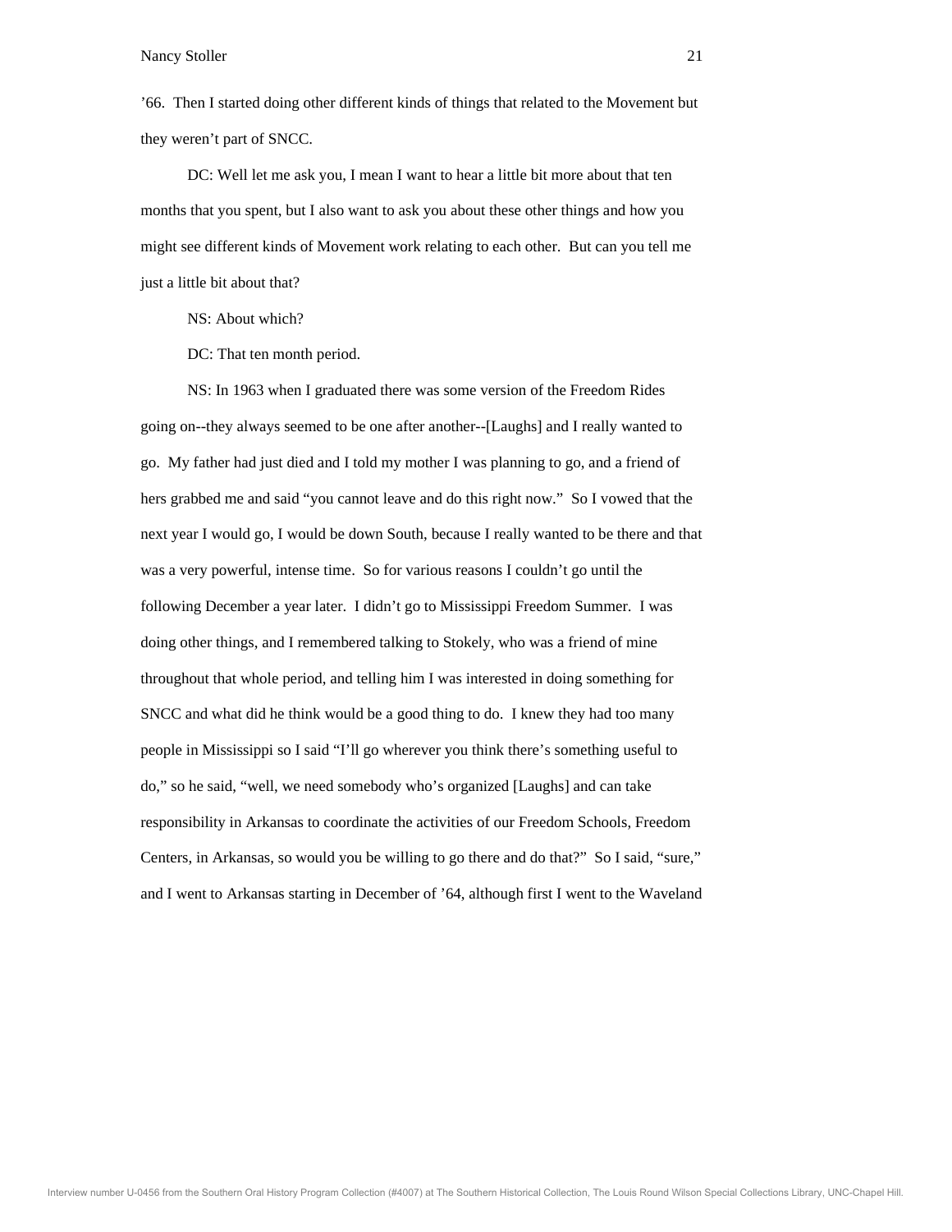’66. Then I started doing other different kinds of things that related to the Movement but they weren’t part of SNCC.

DC: Well let me ask you, I mean I want to hear a little bit more about that ten months that you spent, but I also want to ask you about these other things and how you might see different kinds of Movement work relating to each other. But can you tell me just a little bit about that?

NS: About which?

DC: That ten month period.

NS: In 1963 when I graduated there was some version of the Freedom Rides going on--they always seemed to be one after another--[Laughs] and I really wanted to go. My father had just died and I told my mother I was planning to go, and a friend of hers grabbed me and said “you cannot leave and do this right now.” So I vowed that the next year I would go, I would be down South, because I really wanted to be there and that was a very powerful, intense time. So for various reasons I couldn’t go until the following December a year later. I didn’t go to Mississippi Freedom Summer. I was doing other things, and I remembered talking to Stokely, who was a friend of mine throughout that whole period, and telling him I was interested in doing something for SNCC and what did he think would be a good thing to do. I knew they had too many people in Mississippi so I said “I’ll go wherever you think there’s something useful to do,” so he said, “well, we need somebody who’s organized [Laughs] and can take responsibility in Arkansas to coordinate the activities of our Freedom Schools, Freedom Centers, in Arkansas, so would you be willing to go there and do that?” So I said, “sure,” and I went to Arkansas starting in December of ’64, although first I went to the Waveland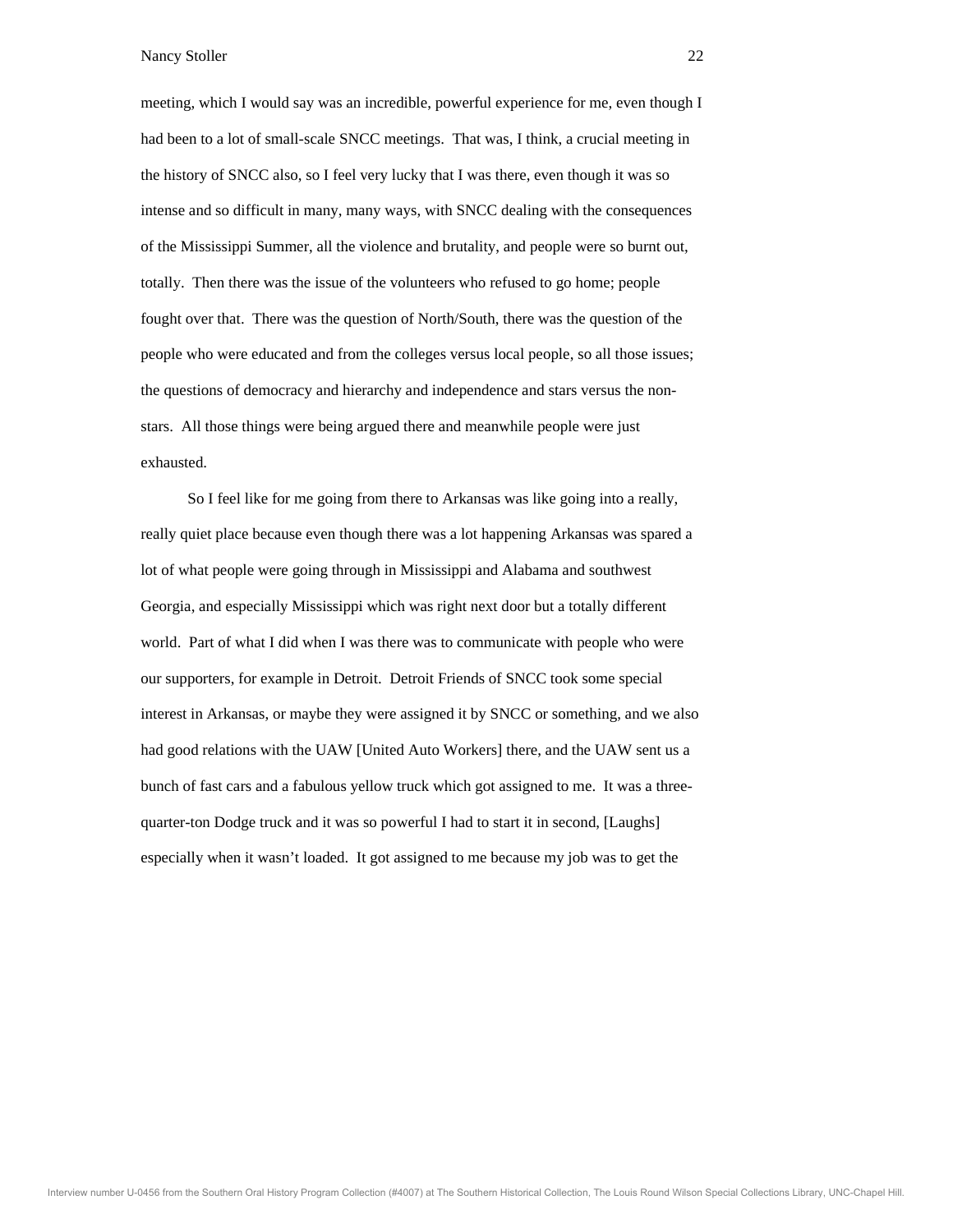meeting, which I would say was an incredible, powerful experience for me, even though I had been to a lot of small-scale SNCC meetings. That was, I think, a crucial meeting in the history of SNCC also, so I feel very lucky that I was there, even though it was so intense and so difficult in many, many ways, with SNCC dealing with the consequences of the Mississippi Summer, all the violence and brutality, and people were so burnt out, totally. Then there was the issue of the volunteers who refused to go home; people fought over that. There was the question of North/South, there was the question of the people who were educated and from the colleges versus local people, so all those issues; the questions of democracy and hierarchy and independence and stars versus the non-stars. All those things were being argued there and meanwhile people were just exhausted.

So I feel like for me going from there to Arkansas was like going into a really, really quiet place because even though there was a lot happening Arkansas was spared a lot of what people were going through in Mississippi and Alabama and southwest Georgia, and especially Mississippi which was right next door but a totally different world. Part of what I did when I was there was to communicate with people who were our supporters, for example in Detroit. Detroit Friends of SNCC took some special interest in Arkansas, or maybe they were assigned it by SNCC or something, and we also had good relations with the UAW [United Auto Workers] there, and the UAW sent us a bunch of fast cars and a fabulous yellow truck which got assigned to me. It was a three-quarter-ton Dodge truck and it was so powerful I had to start it in second, [Laughs] especially when it wasn't loaded. It got assigned to me because my job was to get the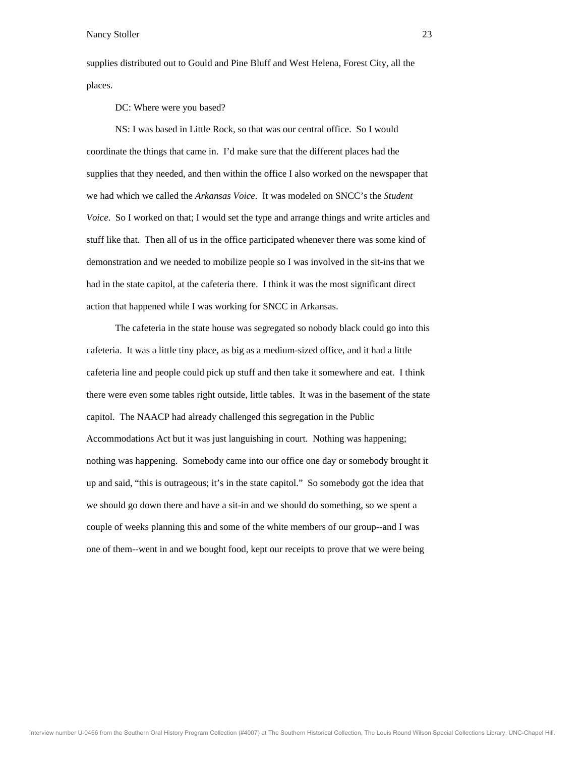supplies distributed out to Gould and Pine Bluff and West Helena, Forest City, all the places.

DC: Where were you based?

NS: I was based in Little Rock, so that was our central office. So I would coordinate the things that came in. I'd make sure that the different places had the supplies that they needed, and then within the office I also worked on the newspaper that we had which we called the *Arkansas Voice*. It was modeled on SNCC's the *Student Voice*. So I worked on that; I would set the type and arrange things and write articles and stuff like that. Then all of us in the office participated whenever there was some kind of demonstration and we needed to mobilize people so I was involved in the sit-ins that we had in the state capitol, at the cafeteria there. I think it was the most significant direct action that happened while I was working for SNCC in Arkansas.

The cafeteria in the state house was segregated so nobody black could go into this cafeteria. It was a little tiny place, as big as a medium-sized office, and it had a little cafeteria line and people could pick up stuff and then take it somewhere and eat. I think there were even some tables right outside, little tables. It was in the basement of the state capitol. The NAACP had already challenged this segregation in the Public Accommodations Act but it was just languishing in court. Nothing was happening; nothing was happening. Somebody came into our office one day or somebody brought it up and said, "this is outrageous; it's in the state capitol." So somebody got the idea that we should go down there and have a sit-in and we should do something, so we spent a couple of weeks planning this and some of the white members of our group--and I was one of them--went in and we bought food, kept our receipts to prove that we were being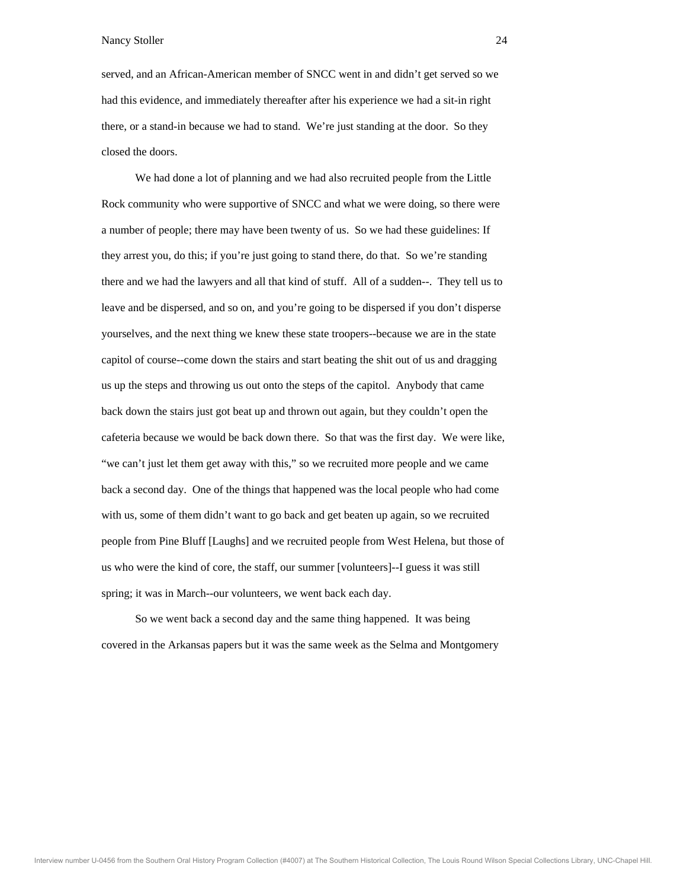served, and an African-American member of SNCC went in and didn't get served so we had this evidence, and immediately thereafter after his experience we had a sit-in right there, or a stand-in because we had to stand. We're just standing at the door. So they closed the doors.

We had done a lot of planning and we had also recruited people from the Little Rock community who were supportive of SNCC and what we were doing, so there were a number of people; there may have been twenty of us. So we had these guidelines: If they arrest you, do this; if you're just going to stand there, do that. So we're standing there and we had the lawyers and all that kind of stuff. All of a sudden--. They tell us to leave and be dispersed, and so on, and you're going to be dispersed if you don't disperse yourselves, and the next thing we knew these state troopers--because we are in the state capitol of course--come down the stairs and start beating the shit out of us and dragging us up the steps and throwing us out onto the steps of the capitol. Anybody that came back down the stairs just got beat up and thrown out again, but they couldn't open the cafeteria because we would be back down there. So that was the first day. We were like, "we can't just let them get away with this," so we recruited more people and we came back a second day. One of the things that happened was the local people who had come with us, some of them didn't want to go back and get beaten up again, so we recruited people from Pine Bluff [Laughs] and we recruited people from West Helena, but those of us who were the kind of core, the staff, our summer [volunteers]--I guess it was still spring; it was in March--our volunteers, we went back each day.

So we went back a second day and the same thing happened. It was being covered in the Arkansas papers but it was the same week as the Selma and Montgomery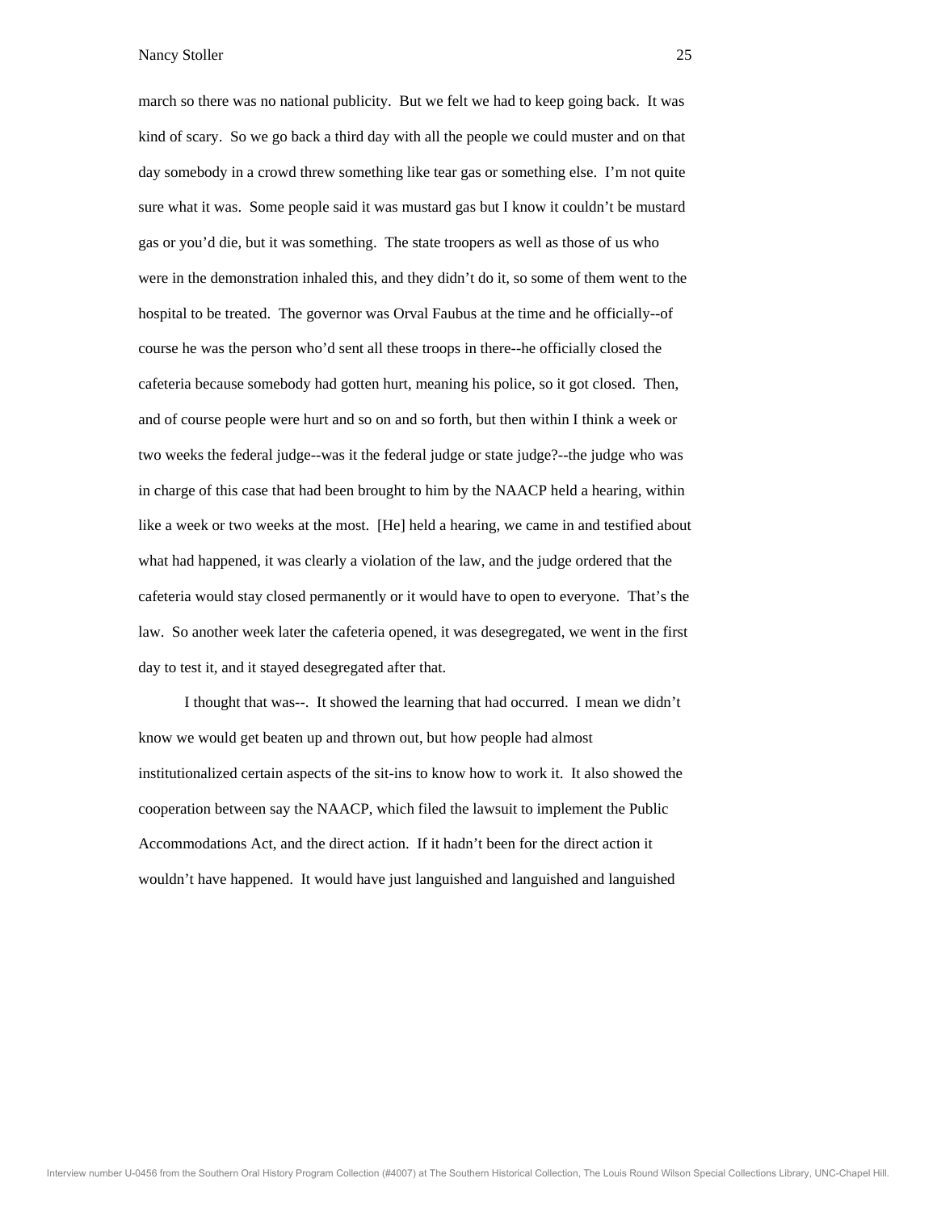march so there was no national publicity. But we felt we had to keep going back. It was kind of scary. So we go back a third day with all the people we could muster and on that day somebody in a crowd threw something like tear gas or something else. I'm not quite sure what it was. Some people said it was mustard gas but I know it couldn't be mustard gas or you'd die, but it was something. The state troopers as well as those of us who were in the demonstration inhaled this, and they didn't do it, so some of them went to the hospital to be treated. The governor was Orval Faubus at the time and he officially--of course he was the person who'd sent all these troops in there--he officially closed the cafeteria because somebody had gotten hurt, meaning his police, so it got closed. Then, and of course people were hurt and so on and so forth, but then within I think a week or two weeks the federal judge--was it the federal judge or state judge?--the judge who was in charge of this case that had been brought to him by the NAACP held a hearing, within like a week or two weeks at the most. [He] held a hearing, we came in and testified about what had happened, it was clearly a violation of the law, and the judge ordered that the cafeteria would stay closed permanently or it would have to open to everyone. That's the law. So another week later the cafeteria opened, it was desegregated, we went in the first day to test it, and it stayed desegregated after that.

I thought that was--. It showed the learning that had occurred. I mean we didn't know we would get beaten up and thrown out, but how people had almost institutionalized certain aspects of the sit-ins to know how to work it. It also showed the cooperation between say the NAACP, which filed the lawsuit to implement the Public Accommodations Act, and the direct action. If it hadn't been for the direct action it wouldn't have happened. It would have just languished and languished and languished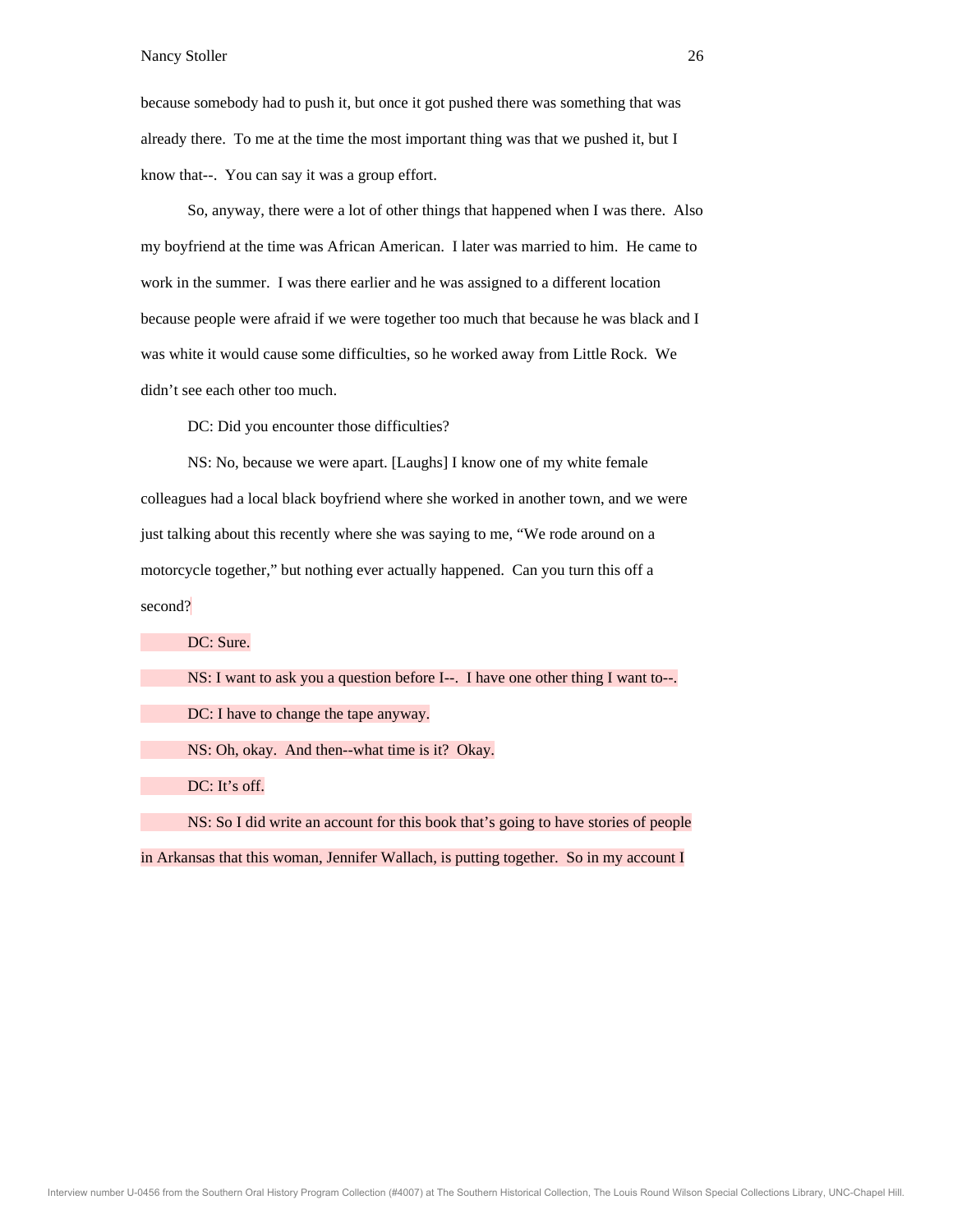because somebody had to push it, but once it got pushed there was something that was already there. To me at the time the most important thing was that we pushed it, but I know that--. You can say it was a group effort.

So, anyway, there were a lot of other things that happened when I was there. Also my boyfriend at the time was African American. I later was married to him. He came to work in the summer. I was there earlier and he was assigned to a different location because people were afraid if we were together too much that because he was black and I was white it would cause some difficulties, so he worked away from Little Rock. We didn't see each other too much.

DC: Did you encounter those difficulties?

NS: No, because we were apart. [Laughs] I know one of my white female colleagues had a local black boyfriend where she worked in another town, and we were just talking about this recently where she was saying to me, "We rode around on a motorcycle together," but nothing ever actually happened. Can you turn this off a second?

DC: Sure.

NS: I want to ask you a question before I--. I have one other thing I want to--.

DC: I have to change the tape anyway.

NS: Oh, okay. And then--what time is it? Okay.

DC: It's off.

NS: So I did write an account for this book that's going to have stories of people in Arkansas that this woman, Jennifer Wallach, is putting together. So in my account I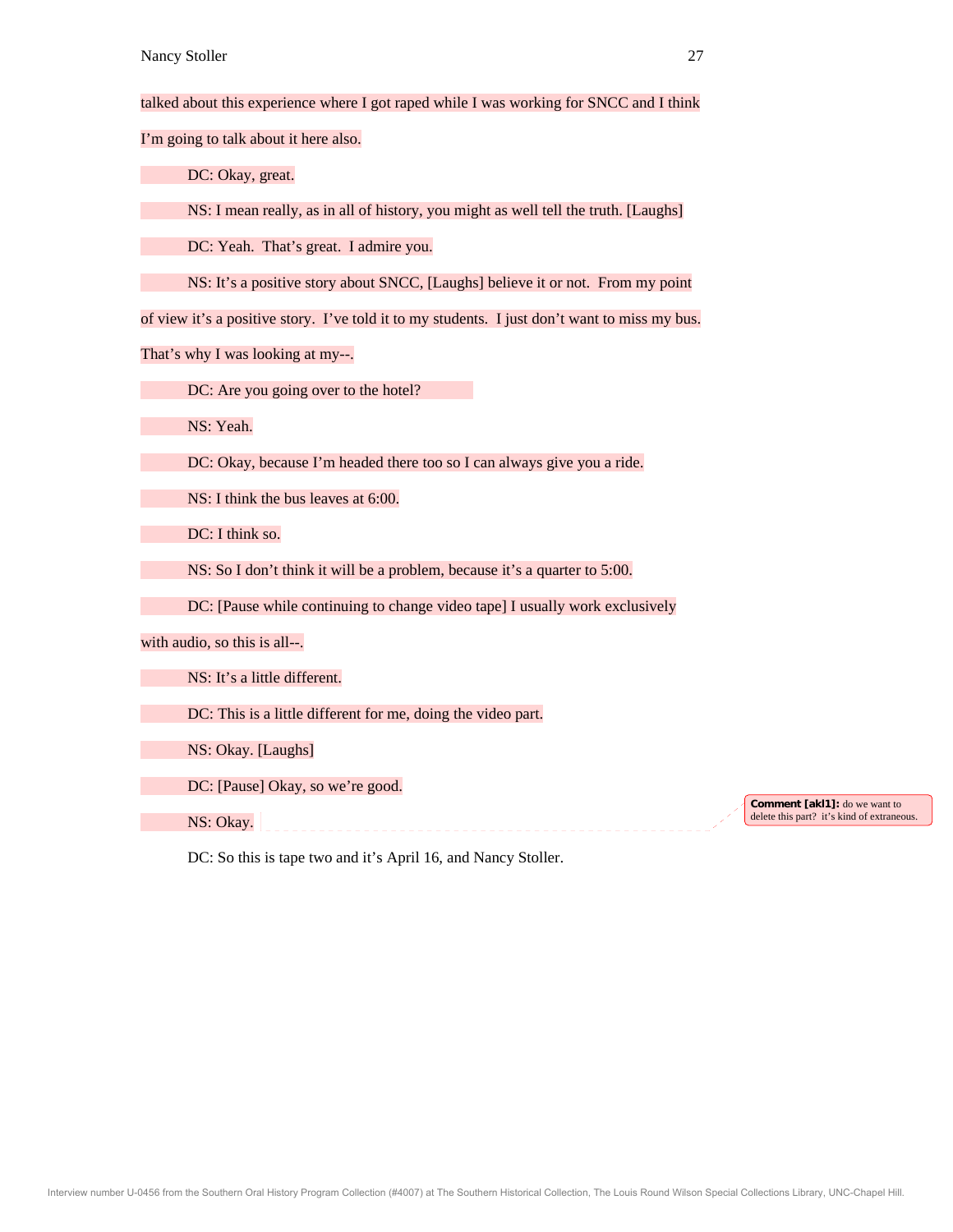talked about this experience where I got raped while I was working for SNCC and I think I'm going to talk about it here also.

DC: Okay, great.

NS: I mean really, as in all of history, you might as well tell the truth. [Laughs]

DC: Yeah. That's great. I admire you.

NS: It's a positive story about SNCC, [Laughs] believe it or not. From my point of view it's a positive story. I've told it to my students. I just don't want to miss my bus. That's why I was looking at my--.

DC: Are you going over to the hotel?

NS: Yeah.

DC: Okay, because I'm headed there too so I can always give you a ride.

NS: I think the bus leaves at 6:00.

DC: I think so.

NS: So I don't think it will be a problem, because it's a quarter to 5:00.

DC: [Pause while continuing to change video tape] I usually work exclusively with audio, so this is all--.

NS: It's a little different.

DC: This is a little different for me, doing the video part.

NS: Okay. [Laughs]

DC: [Pause] Okay, so we're good.

NS: Okay.

**Comment [akl1]:** do we want to delete this part? it's kind of extraneous.

DC: So this is tape two and it's April 16, and Nancy Stoller.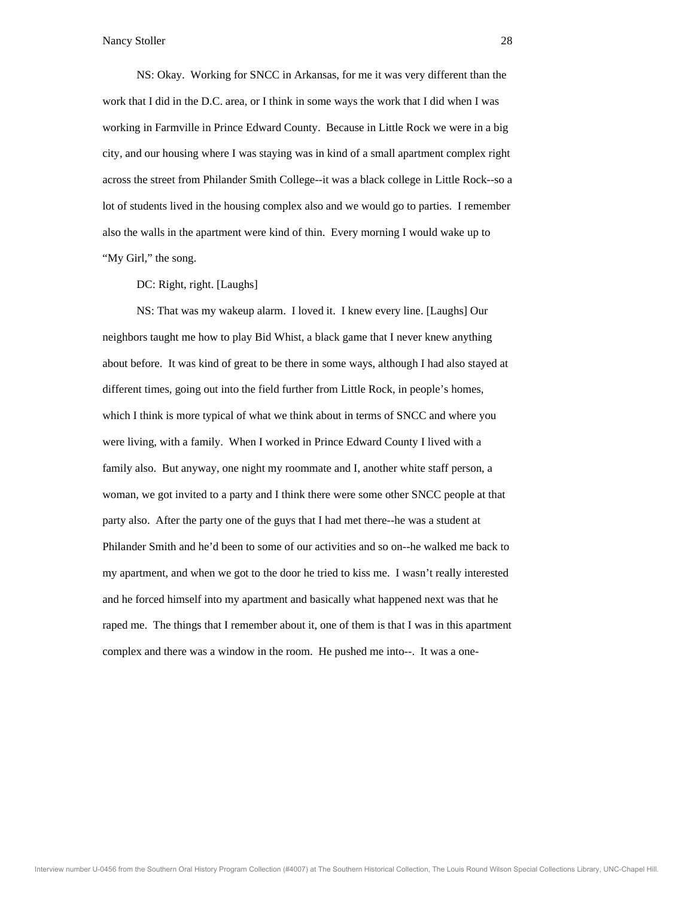NS: Okay. Working for SNCC in Arkansas, for me it was very different than the work that I did in the D.C. area, or I think in some ways the work that I did when I was working in Farmville in Prince Edward County. Because in Little Rock we were in a big city, and our housing where I was staying was in kind of a small apartment complex right across the street from Philander Smith College--it was a black college in Little Rock--so a lot of students lived in the housing complex also and we would go to parties. I remember also the walls in the apartment were kind of thin. Every morning I would wake up to "My Girl," the song.

DC: Right, right. [Laughs]

NS: That was my wakeup alarm. I loved it. I knew every line. [Laughs] Our neighbors taught me how to play Bid Whist, a black game that I never knew anything about before. It was kind of great to be there in some ways, although I had also stayed at different times, going out into the field further from Little Rock, in people's homes, which I think is more typical of what we think about in terms of SNCC and where you were living, with a family. When I worked in Prince Edward County I lived with a family also. But anyway, one night my roommate and I, another white staff person, a woman, we got invited to a party and I think there were some other SNCC people at that party also. After the party one of the guys that I had met there--he was a student at Philander Smith and he'd been to some of our activities and so on--he walked me back to my apartment, and when we got to the door he tried to kiss me. I wasn't really interested and he forced himself into my apartment and basically what happened next was that he raped me. The things that I remember about it, one of them is that I was in this apartment complex and there was a window in the room. He pushed me into--. It was a one-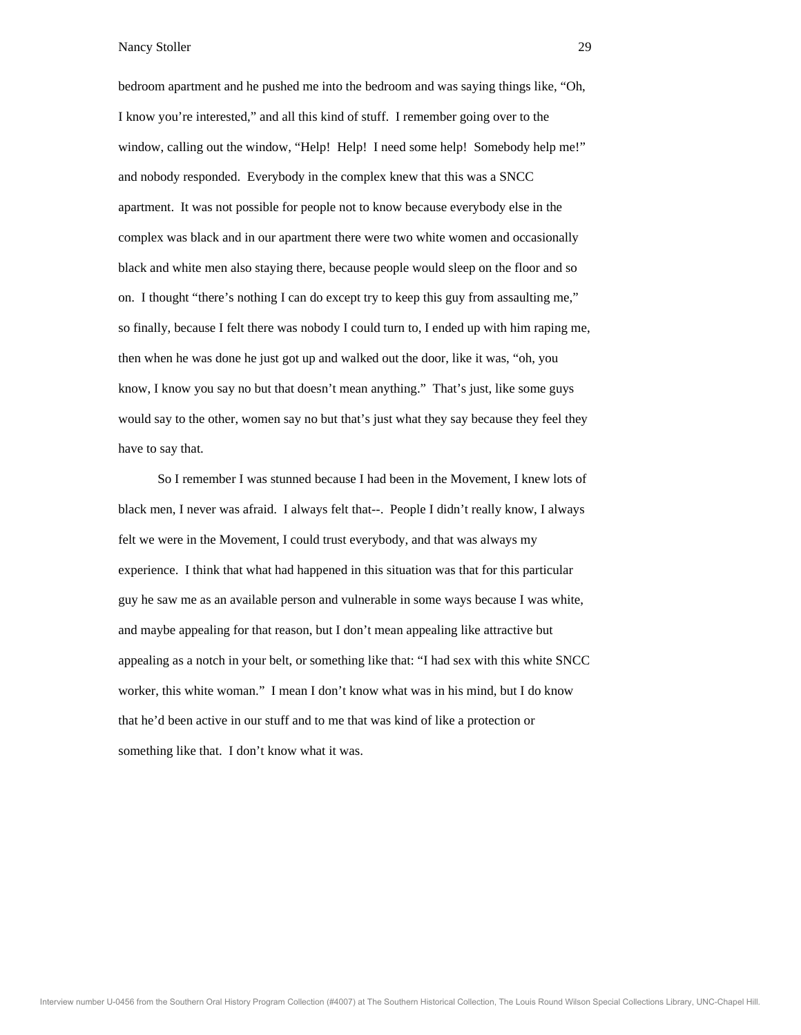bedroom apartment and he pushed me into the bedroom and was saying things like, "Oh, I know you're interested," and all this kind of stuff. I remember going over to the window, calling out the window, "Help! Help! I need some help! Somebody help me!" and nobody responded. Everybody in the complex knew that this was a SNCC apartment. It was not possible for people not to know because everybody else in the complex was black and in our apartment there were two white women and occasionally black and white men also staying there, because people would sleep on the floor and so on. I thought "there's nothing I can do except try to keep this guy from assaulting me," so finally, because I felt there was nobody I could turn to, I ended up with him raping me, then when he was done he just got up and walked out the door, like it was, "oh, you know, I know you say no but that doesn't mean anything." That's just, like some guys would say to the other, women say no but that's just what they say because they feel they have to say that.

So I remember I was stunned because I had been in the Movement, I knew lots of black men, I never was afraid. I always felt that--. People I didn't really know, I always felt we were in the Movement, I could trust everybody, and that was always my experience. I think that what had happened in this situation was that for this particular guy he saw me as an available person and vulnerable in some ways because I was white, and maybe appealing for that reason, but I don't mean appealing like attractive but appealing as a notch in your belt, or something like that: "I had sex with this white SNCC worker, this white woman." I mean I don't know what was in his mind, but I do know that he'd been active in our stuff and to me that was kind of like a protection or something like that. I don't know what it was.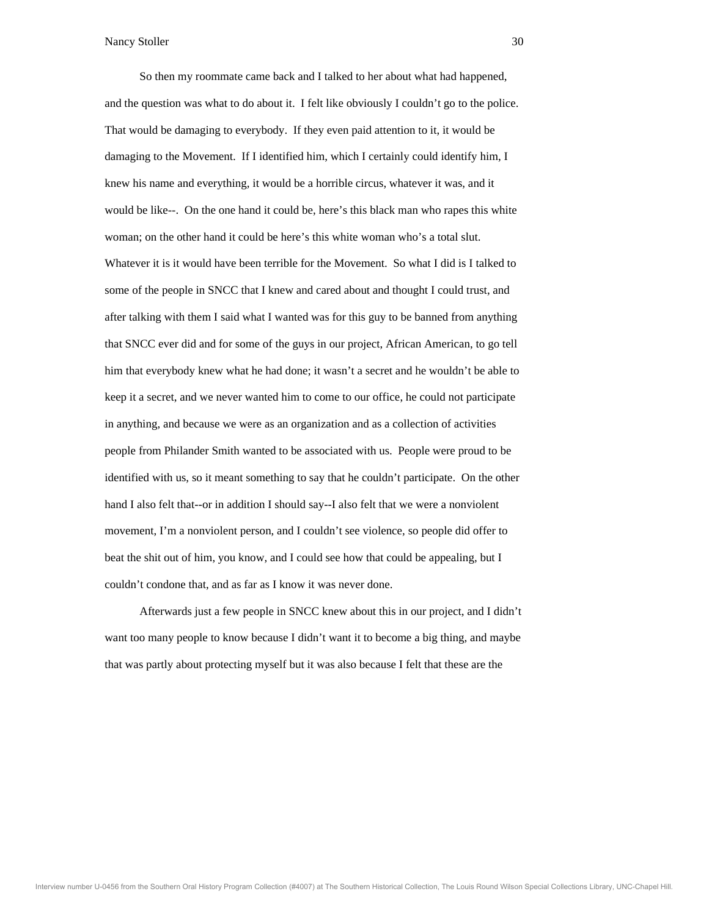So then my roommate came back and I talked to her about what had happened, and the question was what to do about it. I felt like obviously I couldn't go to the police. That would be damaging to everybody. If they even paid attention to it, it would be damaging to the Movement. If I identified him, which I certainly could identify him, I knew his name and everything, it would be a horrible circus, whatever it was, and it would be like--. On the one hand it could be, here's this black man who rapes this white woman; on the other hand it could be here's this white woman who's a total slut. Whatever it is it would have been terrible for the Movement. So what I did is I talked to some of the people in SNCC that I knew and cared about and thought I could trust, and after talking with them I said what I wanted was for this guy to be banned from anything that SNCC ever did and for some of the guys in our project, African American, to go tell him that everybody knew what he had done; it wasn't a secret and he wouldn't be able to keep it a secret, and we never wanted him to come to our office, he could not participate in anything, and because we were as an organization and as a collection of activities people from Philander Smith wanted to be associated with us. People were proud to be identified with us, so it meant something to say that he couldn't participate. On the other hand I also felt that--or in addition I should say--I also felt that we were a nonviolent movement, I'm a nonviolent person, and I couldn't see violence, so people did offer to beat the shit out of him, you know, and I could see how that could be appealing, but I couldn't condone that, and as far as I know it was never done.

Afterwards just a few people in SNCC knew about this in our project, and I didn't want too many people to know because I didn't want it to become a big thing, and maybe that was partly about protecting myself but it was also because I felt that these are the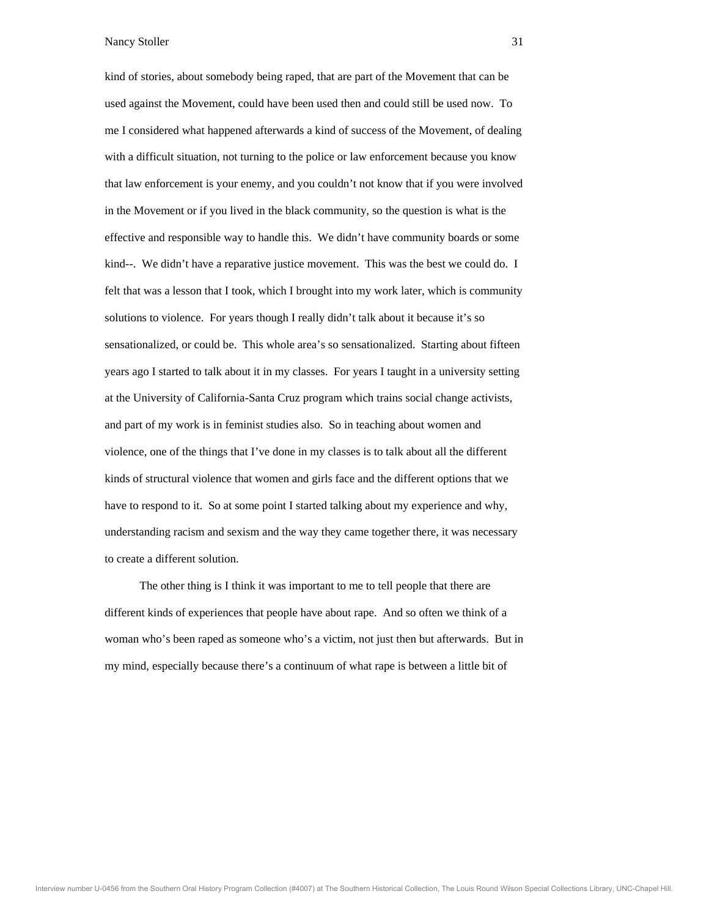kind of stories, about somebody being raped, that are part of the Movement that can be used against the Movement, could have been used then and could still be used now. To me I considered what happened afterwards a kind of success of the Movement, of dealing with a difficult situation, not turning to the police or law enforcement because you know that law enforcement is your enemy, and you couldn't not know that if you were involved in the Movement or if you lived in the black community, so the question is what is the effective and responsible way to handle this. We didn't have community boards or some kind--. We didn't have a reparative justice movement. This was the best we could do. I felt that was a lesson that I took, which I brought into my work later, which is community solutions to violence. For years though I really didn't talk about it because it's so sensationalized, or could be. This whole area's so sensationalized. Starting about fifteen years ago I started to talk about it in my classes. For years I taught in a university setting at the University of California-Santa Cruz program which trains social change activists, and part of my work is in feminist studies also. So in teaching about women and violence, one of the things that I've done in my classes is to talk about all the different kinds of structural violence that women and girls face and the different options that we have to respond to it. So at some point I started talking about my experience and why, understanding racism and sexism and the way they came together there, it was necessary to create a different solution.

The other thing is I think it was important to me to tell people that there are different kinds of experiences that people have about rape. And so often we think of a woman who's been raped as someone who's a victim, not just then but afterwards. But in my mind, especially because there's a continuum of what rape is between a little bit of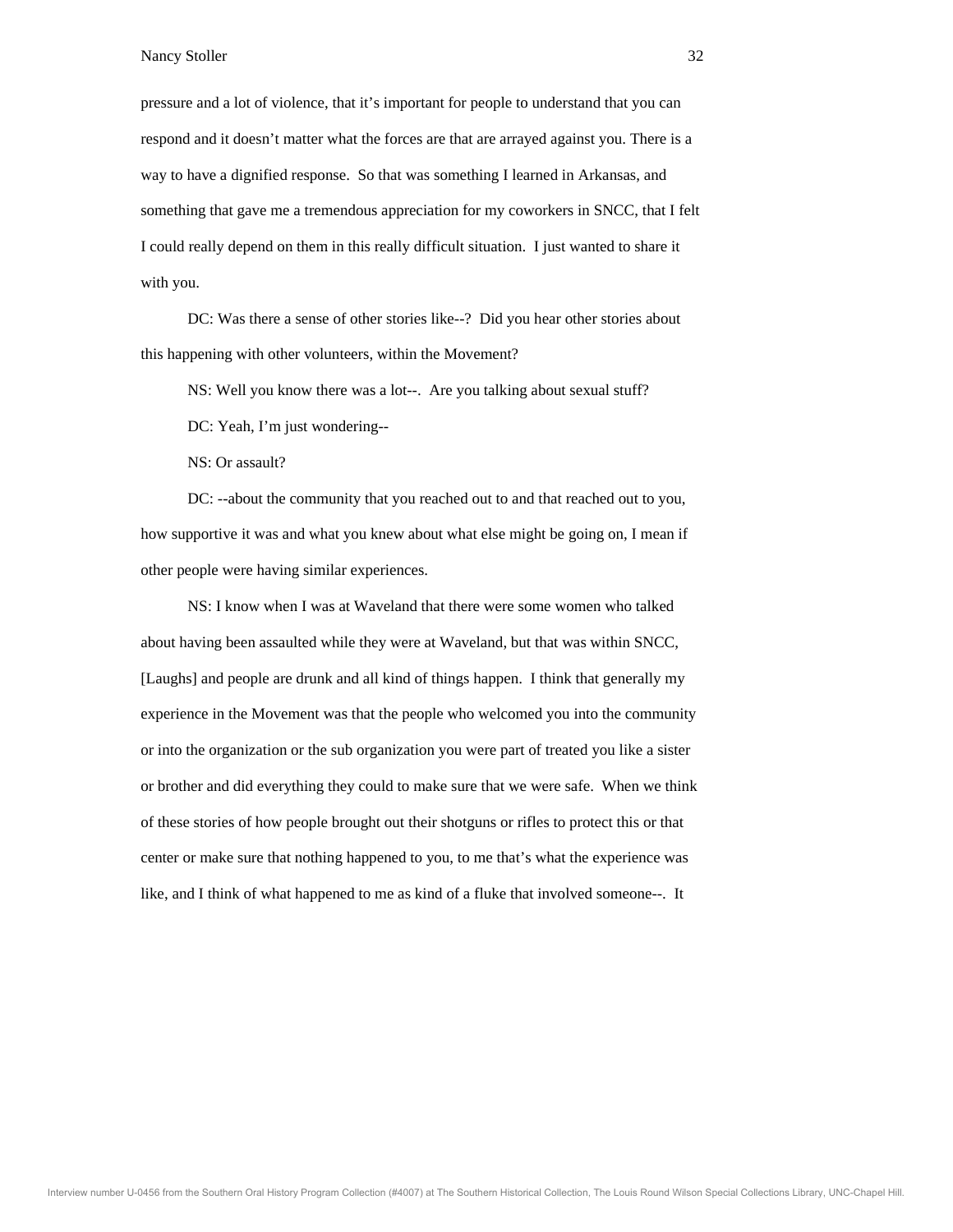pressure and a lot of violence, that it's important for people to understand that you can respond and it doesn't matter what the forces are that are arrayed against you. There is a way to have a dignified response. So that was something I learned in Arkansas, and something that gave me a tremendous appreciation for my coworkers in SNCC, that I felt I could really depend on them in this really difficult situation. I just wanted to share it with you.

DC: Was there a sense of other stories like--? Did you hear other stories about this happening with other volunteers, within the Movement?

NS: Well you know there was a lot--. Are you talking about sexual stuff?

DC: Yeah, I'm just wondering--

NS: Or assault?

DC: --about the community that you reached out to and that reached out to you, how supportive it was and what you knew about what else might be going on, I mean if other people were having similar experiences.

NS: I know when I was at Waveland that there were some women who talked about having been assaulted while they were at Waveland, but that was within SNCC, [Laughs] and people are drunk and all kind of things happen. I think that generally my experience in the Movement was that the people who welcomed you into the community or into the organization or the sub organization you were part of treated you like a sister or brother and did everything they could to make sure that we were safe. When we think of these stories of how people brought out their shotguns or rifles to protect this or that center or make sure that nothing happened to you, to me that's what the experience was like, and I think of what happened to me as kind of a fluke that involved someone--. It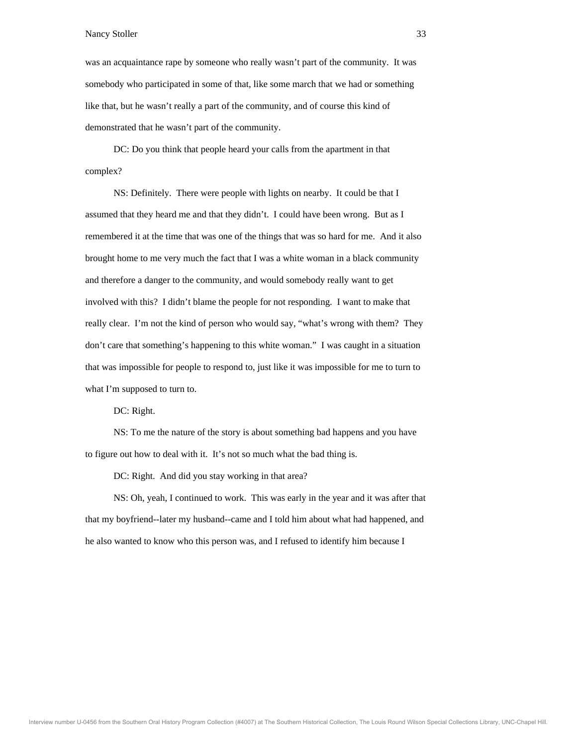was an acquaintance rape by someone who really wasn't part of the community. It was somebody who participated in some of that, like some march that we had or something like that, but he wasn't really a part of the community, and of course this kind of demonstrated that he wasn't part of the community.

DC: Do you think that people heard your calls from the apartment in that complex?

NS: Definitely. There were people with lights on nearby. It could be that I assumed that they heard me and that they didn't. I could have been wrong. But as I remembered it at the time that was one of the things that was so hard for me. And it also brought home to me very much the fact that I was a white woman in a black community and therefore a danger to the community, and would somebody really want to get involved with this? I didn't blame the people for not responding. I want to make that really clear. I'm not the kind of person who would say, "what's wrong with them? They don't care that something's happening to this white woman." I was caught in a situation that was impossible for people to respond to, just like it was impossible for me to turn to what I'm supposed to turn to.

DC: Right.

NS: To me the nature of the story is about something bad happens and you have to figure out how to deal with it. It's not so much what the bad thing is.

DC: Right. And did you stay working in that area?

NS: Oh, yeah, I continued to work. This was early in the year and it was after that that my boyfriend--later my husband--came and I told him about what had happened, and he also wanted to know who this person was, and I refused to identify him because I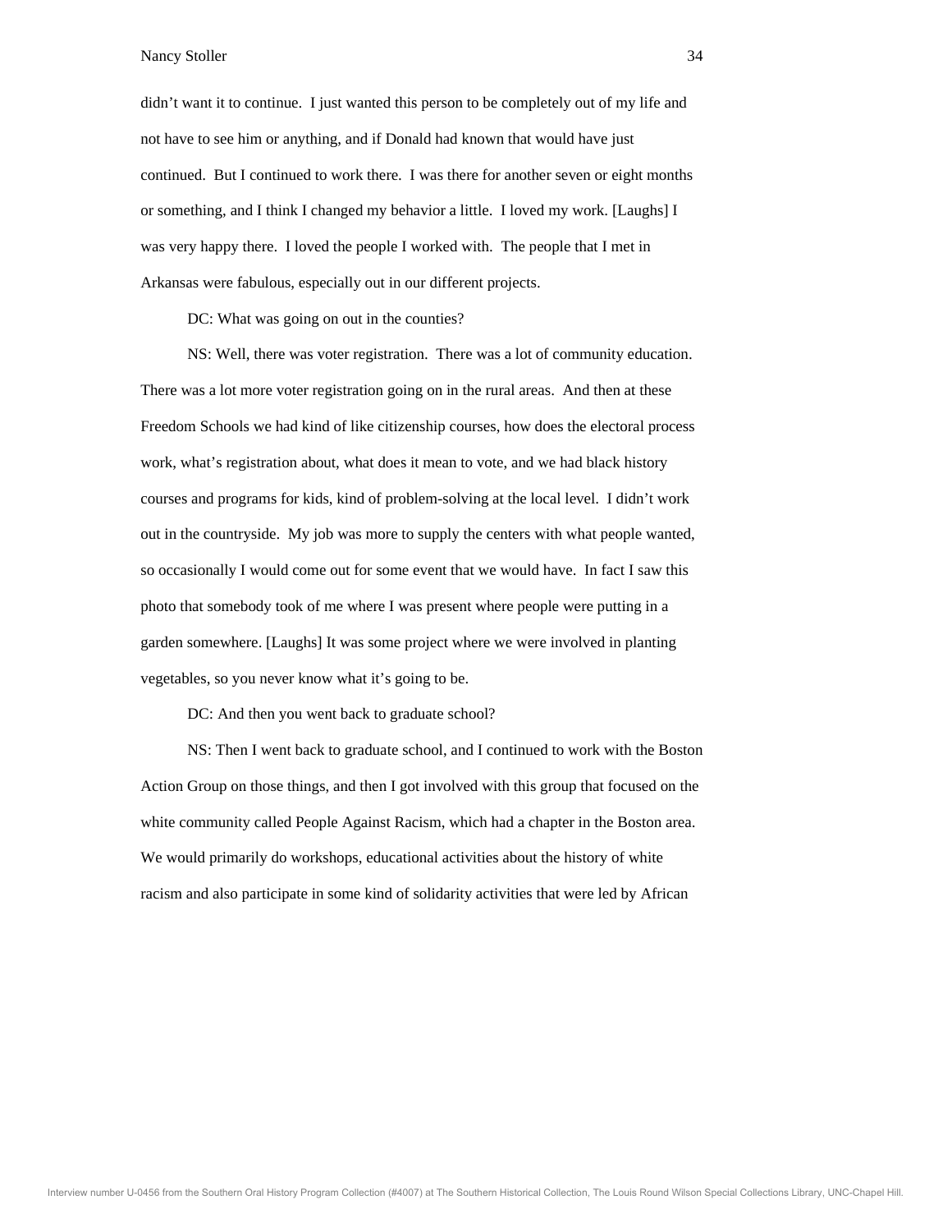didn’t want it to continue. I just wanted this person to be completely out of my life and not have to see him or anything, and if Donald had known that would have just continued. But I continued to work there. I was there for another seven or eight months or something, and I think I changed my behavior a little. I loved my work. [Laughs] I was very happy there. I loved the people I worked with. The people that I met in Arkansas were fabulous, especially out in our different projects.

DC: What was going on out in the counties?

NS: Well, there was voter registration. There was a lot of community education. There was a lot more voter registration going on in the rural areas. And then at these Freedom Schools we had kind of like citizenship courses, how does the electoral process work, what’s registration about, what does it mean to vote, and we had black history courses and programs for kids, kind of problem-solving at the local level. I didn’t work out in the countryside. My job was more to supply the centers with what people wanted, so occasionally I would come out for some event that we would have. In fact I saw this photo that somebody took of me where I was present where people were putting in a garden somewhere. [Laughs] It was some project where we were involved in planting vegetables, so you never know what it’s going to be.

DC: And then you went back to graduate school?

NS: Then I went back to graduate school, and I continued to work with the Boston Action Group on those things, and then I got involved with this group that focused on the white community called People Against Racism, which had a chapter in the Boston area. We would primarily do workshops, educational activities about the history of white racism and also participate in some kind of solidarity activities that were led by African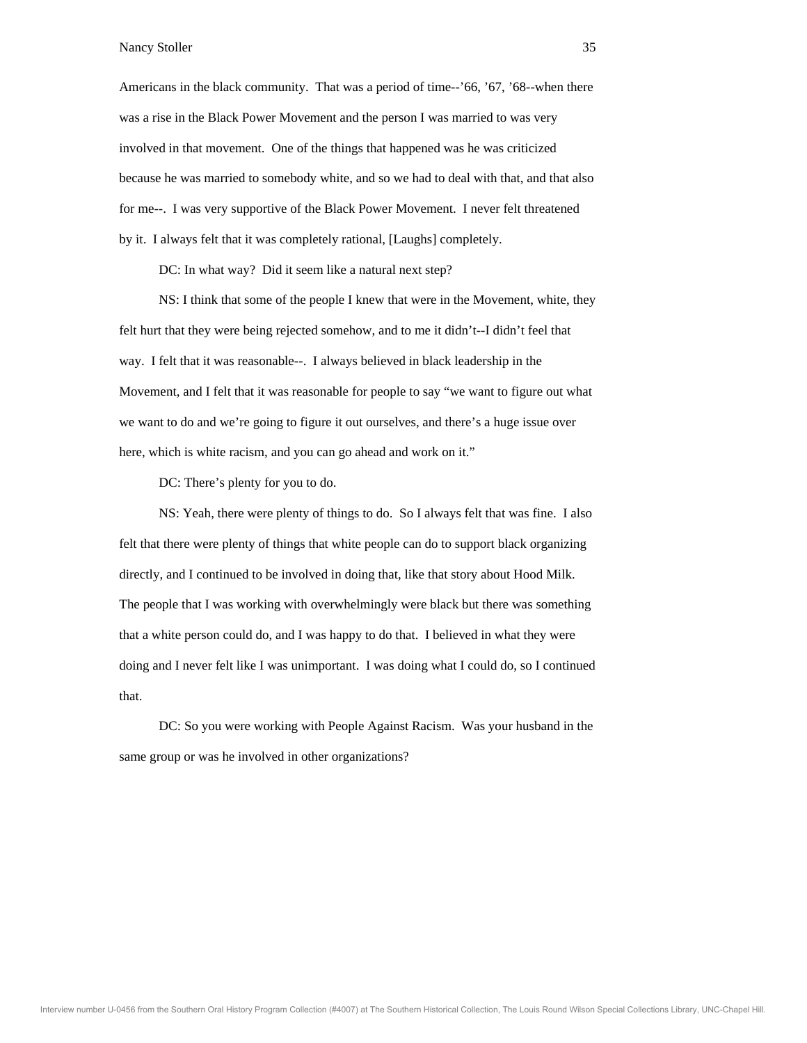Americans in the black community. That was a period of time--'66, '67, '68--when there was a rise in the Black Power Movement and the person I was married to was very involved in that movement. One of the things that happened was he was criticized because he was married to somebody white, and so we had to deal with that, and that also for me--. I was very supportive of the Black Power Movement. I never felt threatened by it. I always felt that it was completely rational, [Laughs] completely.

DC: In what way? Did it seem like a natural next step?

NS: I think that some of the people I knew that were in the Movement, white, they felt hurt that they were being rejected somehow, and to me it didn't--I didn't feel that way. I felt that it was reasonable--. I always believed in black leadership in the Movement, and I felt that it was reasonable for people to say "we want to figure out what we want to do and we're going to figure it out ourselves, and there's a huge issue over here, which is white racism, and you can go ahead and work on it."

DC: There's plenty for you to do.

NS: Yeah, there were plenty of things to do. So I always felt that was fine. I also felt that there were plenty of things that white people can do to support black organizing directly, and I continued to be involved in doing that, like that story about Hood Milk. The people that I was working with overwhelmingly were black but there was something that a white person could do, and I was happy to do that. I believed in what they were doing and I never felt like I was unimportant. I was doing what I could do, so I continued that.

DC: So you were working with People Against Racism. Was your husband in the same group or was he involved in other organizations?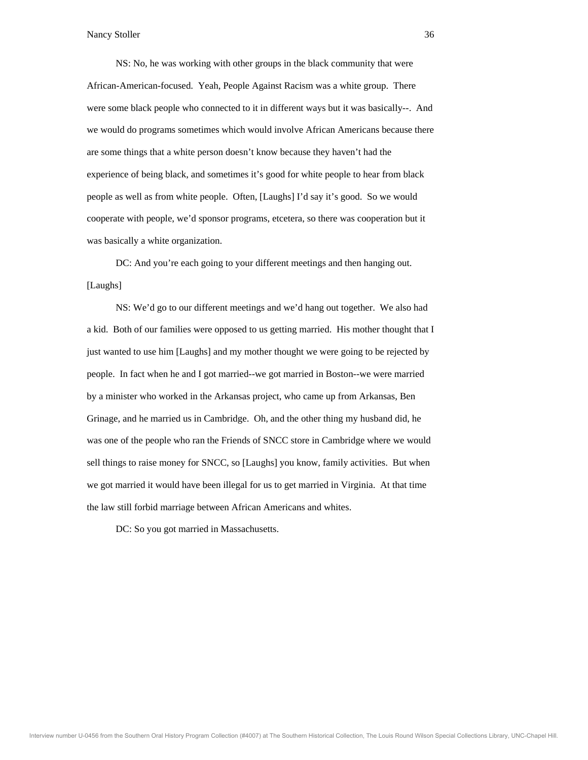NS: No, he was working with other groups in the black community that were African-American-focused. Yeah, People Against Racism was a white group. There were some black people who connected to it in different ways but it was basically--. And we would do programs sometimes which would involve African Americans because there are some things that a white person doesn't know because they haven't had the experience of being black, and sometimes it's good for white people to hear from black people as well as from white people. Often, [Laughs] I'd say it's good. So we would cooperate with people, we'd sponsor programs, etcetera, so there was cooperation but it was basically a white organization.

DC: And you're each going to your different meetings and then hanging out. [Laughs]

NS: We'd go to our different meetings and we'd hang out together. We also had a kid. Both of our families were opposed to us getting married. His mother thought that I just wanted to use him [Laughs] and my mother thought we were going to be rejected by people. In fact when he and I got married--we got married in Boston--we were married by a minister who worked in the Arkansas project, who came up from Arkansas, Ben Grinage, and he married us in Cambridge. Oh, and the other thing my husband did, he was one of the people who ran the Friends of SNCC store in Cambridge where we would sell things to raise money for SNCC, so [Laughs] you know, family activities. But when we got married it would have been illegal for us to get married in Virginia. At that time the law still forbid marriage between African Americans and whites.

DC: So you got married in Massachusetts.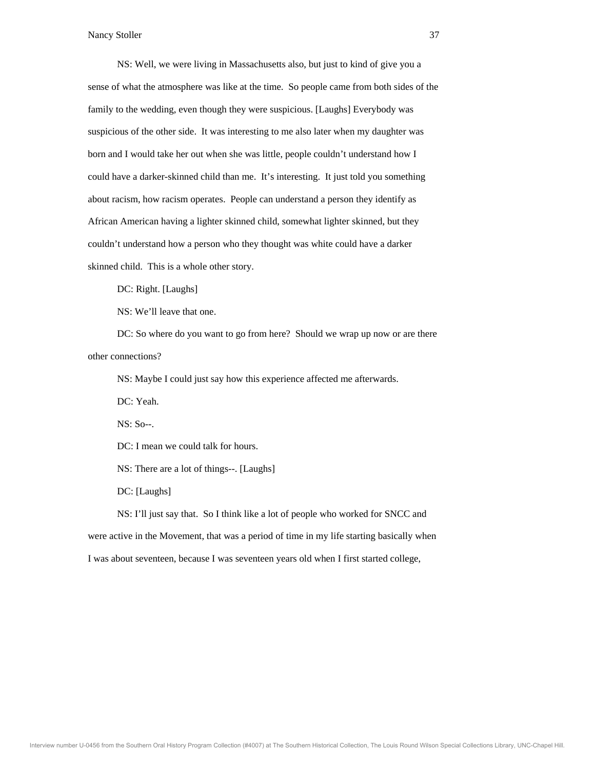NS: Well, we were living in Massachusetts also, but just to kind of give you a sense of what the atmosphere was like at the time. So people came from both sides of the family to the wedding, even though they were suspicious. [Laughs] Everybody was suspicious of the other side. It was interesting to me also later when my daughter was born and I would take her out when she was little, people couldn't understand how I could have a darker-skinned child than me. It's interesting. It just told you something about racism, how racism operates. People can understand a person they identify as African American having a lighter skinned child, somewhat lighter skinned, but they couldn't understand how a person who they thought was white could have a darker skinned child. This is a whole other story.

DC: Right. [Laughs]

NS: We'll leave that one.

DC: So where do you want to go from here? Should we wrap up now or are there other connections?

NS: Maybe I could just say how this experience affected me afterwards.

DC: Yeah.

NS: So--.

DC: I mean we could talk for hours.

NS: There are a lot of things--. [Laughs]

DC: [Laughs]

NS: I'll just say that. So I think like a lot of people who worked for SNCC and were active in the Movement, that was a period of time in my life starting basically when I was about seventeen, because I was seventeen years old when I first started college,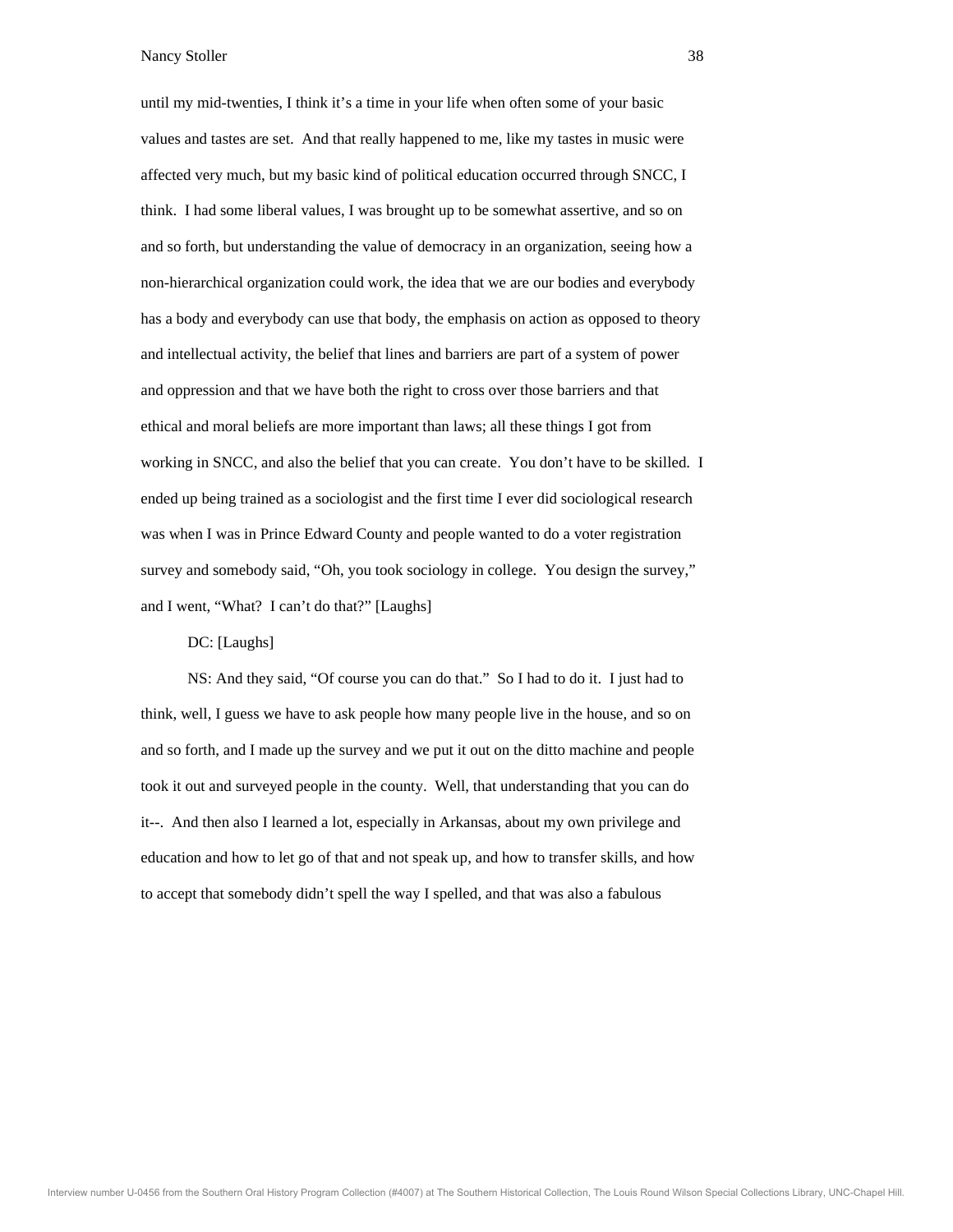until my mid-twenties, I think it's a time in your life when often some of your basic values and tastes are set. And that really happened to me, like my tastes in music were affected very much, but my basic kind of political education occurred through SNCC, I think. I had some liberal values, I was brought up to be somewhat assertive, and so on and so forth, but understanding the value of democracy in an organization, seeing how a non-hierarchical organization could work, the idea that we are our bodies and everybody has a body and everybody can use that body, the emphasis on action as opposed to theory and intellectual activity, the belief that lines and barriers are part of a system of power and oppression and that we have both the right to cross over those barriers and that ethical and moral beliefs are more important than laws; all these things I got from working in SNCC, and also the belief that you can create. You don't have to be skilled. I ended up being trained as a sociologist and the first time I ever did sociological research was when I was in Prince Edward County and people wanted to do a voter registration survey and somebody said, "Oh, you took sociology in college. You design the survey," and I went, "What? I can't do that?" [Laughs]

DC: [Laughs]

NS: And they said, "Of course you can do that." So I had to do it. I just had to think, well, I guess we have to ask people how many people live in the house, and so on and so forth, and I made up the survey and we put it out on the ditto machine and people took it out and surveyed people in the county. Well, that understanding that you can do it--. And then also I learned a lot, especially in Arkansas, about my own privilege and education and how to let go of that and not speak up, and how to transfer skills, and how to accept that somebody didn't spell the way I spelled, and that was also a fabulous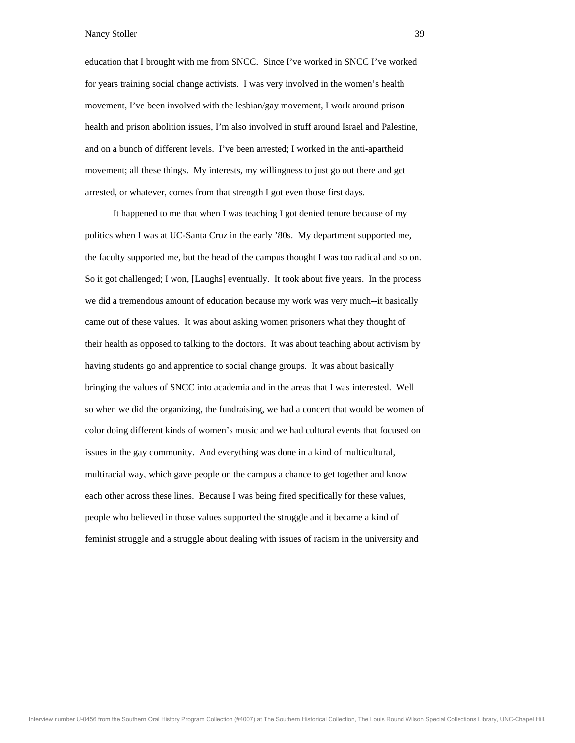education that I brought with me from SNCC. Since I've worked in SNCC I've worked for years training social change activists. I was very involved in the women's health movement, I've been involved with the lesbian/gay movement, I work around prison health and prison abolition issues, I'm also involved in stuff around Israel and Palestine, and on a bunch of different levels. I've been arrested; I worked in the anti-apartheid movement; all these things. My interests, my willingness to just go out there and get arrested, or whatever, comes from that strength I got even those first days.

It happened to me that when I was teaching I got denied tenure because of my politics when I was at UC-Santa Cruz in the early '80s. My department supported me, the faculty supported me, but the head of the campus thought I was too radical and so on. So it got challenged; I won, [Laughs] eventually. It took about five years. In the process we did a tremendous amount of education because my work was very much--it basically came out of these values. It was about asking women prisoners what they thought of their health as opposed to talking to the doctors. It was about teaching about activism by having students go and apprentice to social change groups. It was about basically bringing the values of SNCC into academia and in the areas that I was interested. Well so when we did the organizing, the fundraising, we had a concert that would be women of color doing different kinds of women's music and we had cultural events that focused on issues in the gay community. And everything was done in a kind of multicultural, multiracial way, which gave people on the campus a chance to get together and know each other across these lines. Because I was being fired specifically for these values, people who believed in those values supported the struggle and it became a kind of feminist struggle and a struggle about dealing with issues of racism in the university and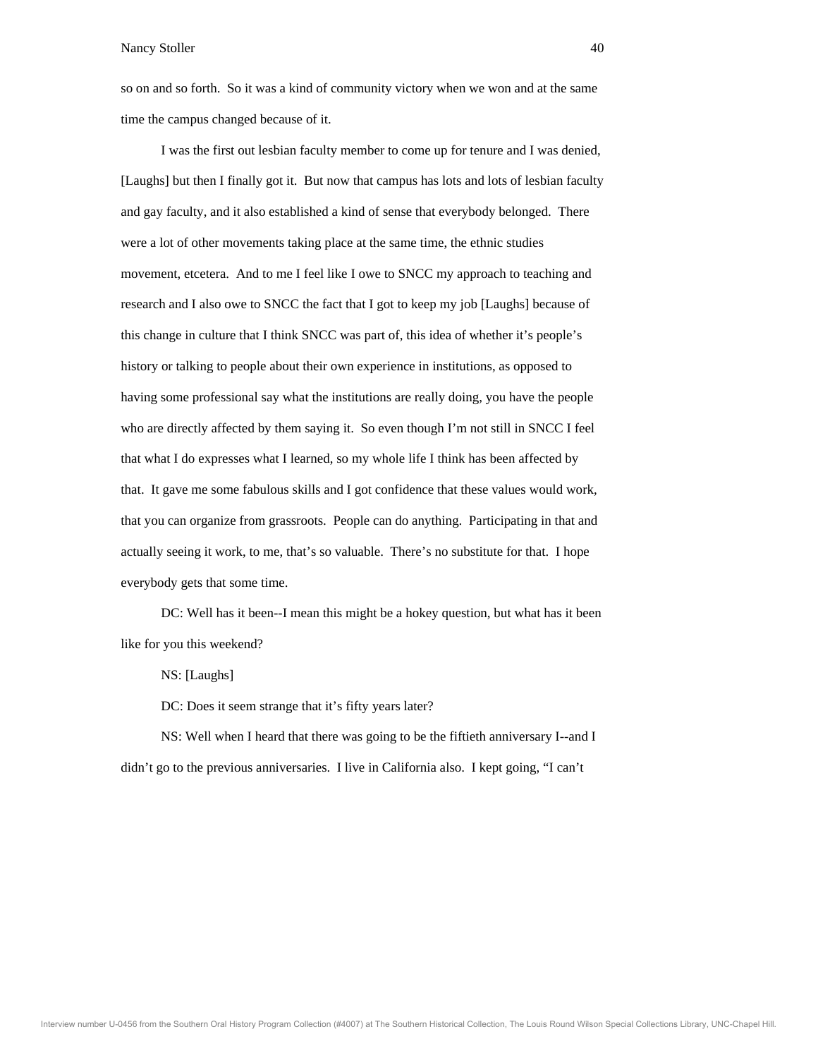so on and so forth. So it was a kind of community victory when we won and at the same time the campus changed because of it.

I was the first out lesbian faculty member to come up for tenure and I was denied, [Laughs] but then I finally got it. But now that campus has lots and lots of lesbian faculty and gay faculty, and it also established a kind of sense that everybody belonged. There were a lot of other movements taking place at the same time, the ethnic studies movement, etcetera. And to me I feel like I owe to SNCC my approach to teaching and research and I also owe to SNCC the fact that I got to keep my job [Laughs] because of this change in culture that I think SNCC was part of, this idea of whether it's people's history or talking to people about their own experience in institutions, as opposed to having some professional say what the institutions are really doing, you have the people who are directly affected by them saying it. So even though I'm not still in SNCC I feel that what I do expresses what I learned, so my whole life I think has been affected by that. It gave me some fabulous skills and I got confidence that these values would work, that you can organize from grassroots. People can do anything. Participating in that and actually seeing it work, to me, that's so valuable. There's no substitute for that. I hope everybody gets that some time.

DC: Well has it been--I mean this might be a hokey question, but what has it been like for you this weekend?

NS: [Laughs]

DC: Does it seem strange that it's fifty years later?

NS: Well when I heard that there was going to be the fiftieth anniversary I--and I didn't go to the previous anniversaries. I live in California also. I kept going, "I can't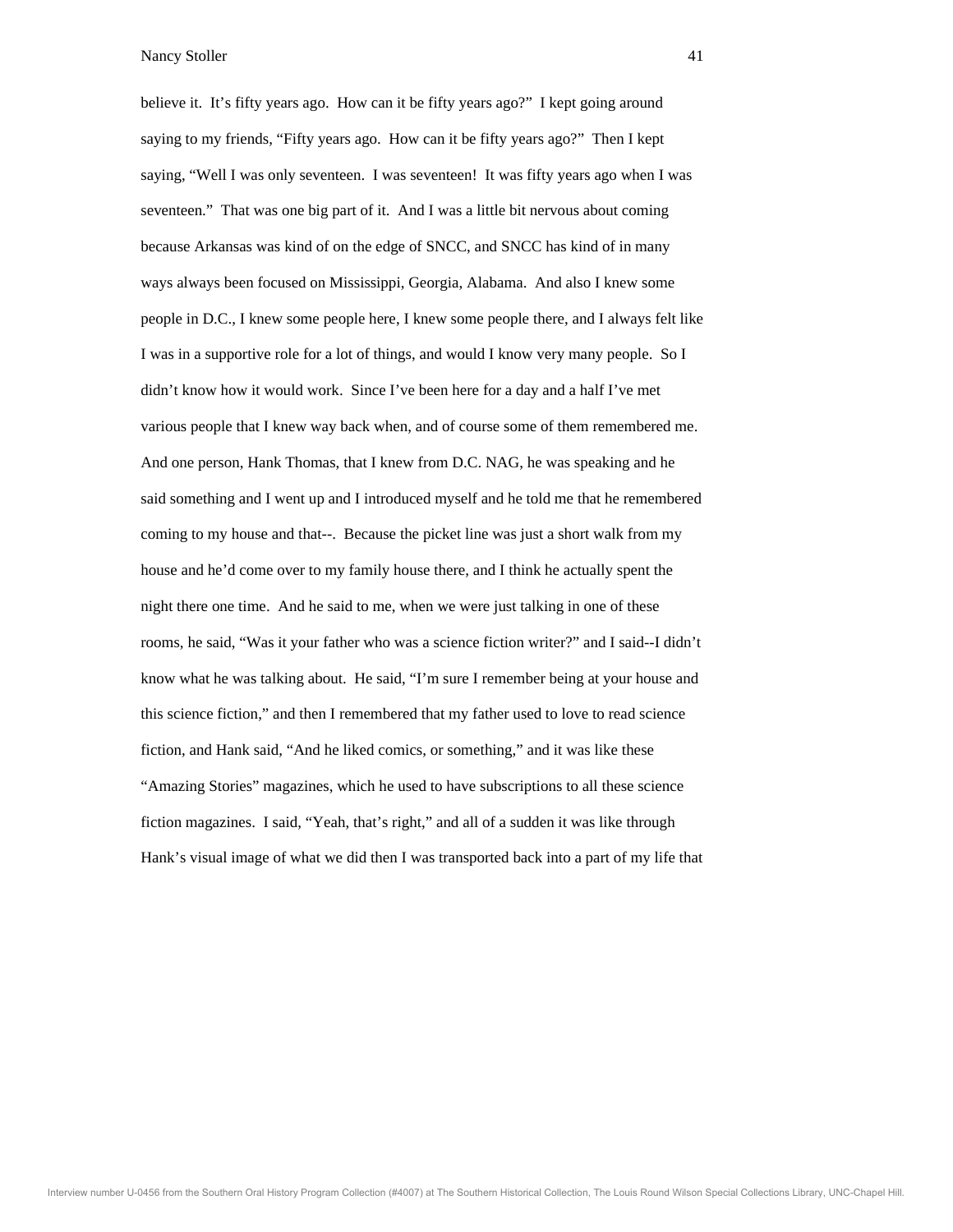believe it. It's fifty years ago. How can it be fifty years ago?" I kept going around saying to my friends, "Fifty years ago. How can it be fifty years ago?" Then I kept saying, "Well I was only seventeen. I was seventeen! It was fifty years ago when I was seventeen." That was one big part of it. And I was a little bit nervous about coming because Arkansas was kind of on the edge of SNCC, and SNCC has kind of in many ways always been focused on Mississippi, Georgia, Alabama. And also I knew some people in D.C., I knew some people here, I knew some people there, and I always felt like I was in a supportive role for a lot of things, and would I know very many people. So I didn't know how it would work. Since I've been here for a day and a half I've met various people that I knew way back when, and of course some of them remembered me. And one person, Hank Thomas, that I knew from D.C. NAG, he was speaking and he said something and I went up and I introduced myself and he told me that he remembered coming to my house and that--. Because the picket line was just a short walk from my house and he'd come over to my family house there, and I think he actually spent the night there one time. And he said to me, when we were just talking in one of these rooms, he said, "Was it your father who was a science fiction writer?" and I said--I didn't know what he was talking about. He said, "I'm sure I remember being at your house and this science fiction," and then I remembered that my father used to love to read science fiction, and Hank said, "And he liked comics, or something," and it was like these "Amazing Stories" magazines, which he used to have subscriptions to all these science fiction magazines. I said, "Yeah, that's right," and all of a sudden it was like through Hank's visual image of what we did then I was transported back into a part of my life that

Interview number U-0456 from the Southern Oral History Program Collection (#4007) at The Southern Historical Collection, The Louis Round Wilson Special Collections Library, UNC-Chapel Hill.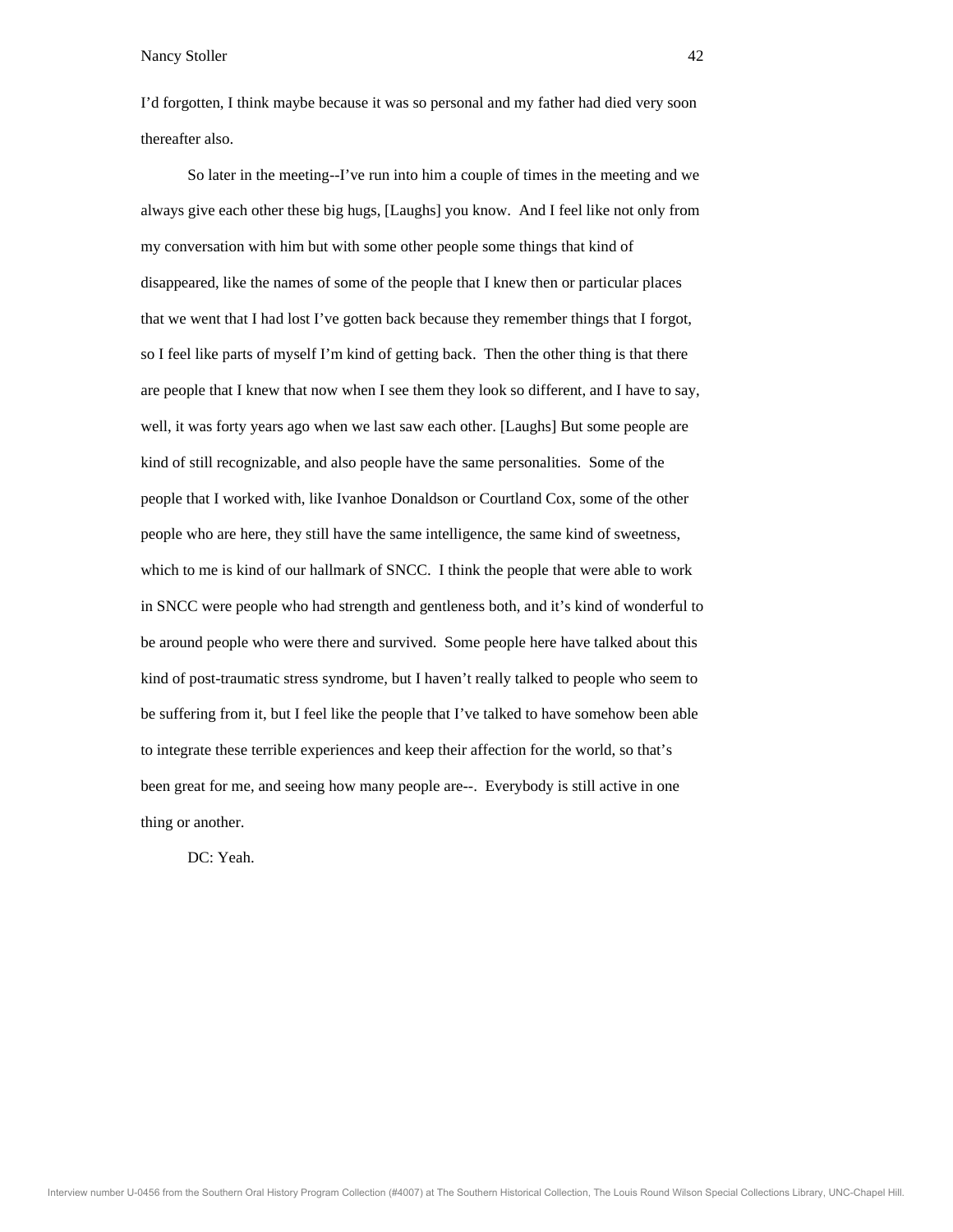I'd forgotten, I think maybe because it was so personal and my father had died very soon thereafter also.

So later in the meeting--I've run into him a couple of times in the meeting and we always give each other these big hugs, [Laughs] you know. And I feel like not only from my conversation with him but with some other people some things that kind of disappeared, like the names of some of the people that I knew then or particular places that we went that I had lost I've gotten back because they remember things that I forgot, so I feel like parts of myself I'm kind of getting back. Then the other thing is that there are people that I knew that now when I see them they look so different, and I have to say, well, it was forty years ago when we last saw each other. [Laughs] But some people are kind of still recognizable, and also people have the same personalities. Some of the people that I worked with, like Ivanhoe Donaldson or Courtland Cox, some of the other people who are here, they still have the same intelligence, the same kind of sweetness, which to me is kind of our hallmark of SNCC. I think the people that were able to work in SNCC were people who had strength and gentleness both, and it's kind of wonderful to be around people who were there and survived. Some people here have talked about this kind of post-traumatic stress syndrome, but I haven't really talked to people who seem to be suffering from it, but I feel like the people that I've talked to have somehow been able to integrate these terrible experiences and keep their affection for the world, so that's been great for me, and seeing how many people are--. Everybody is still active in one thing or another.

DC: Yeah.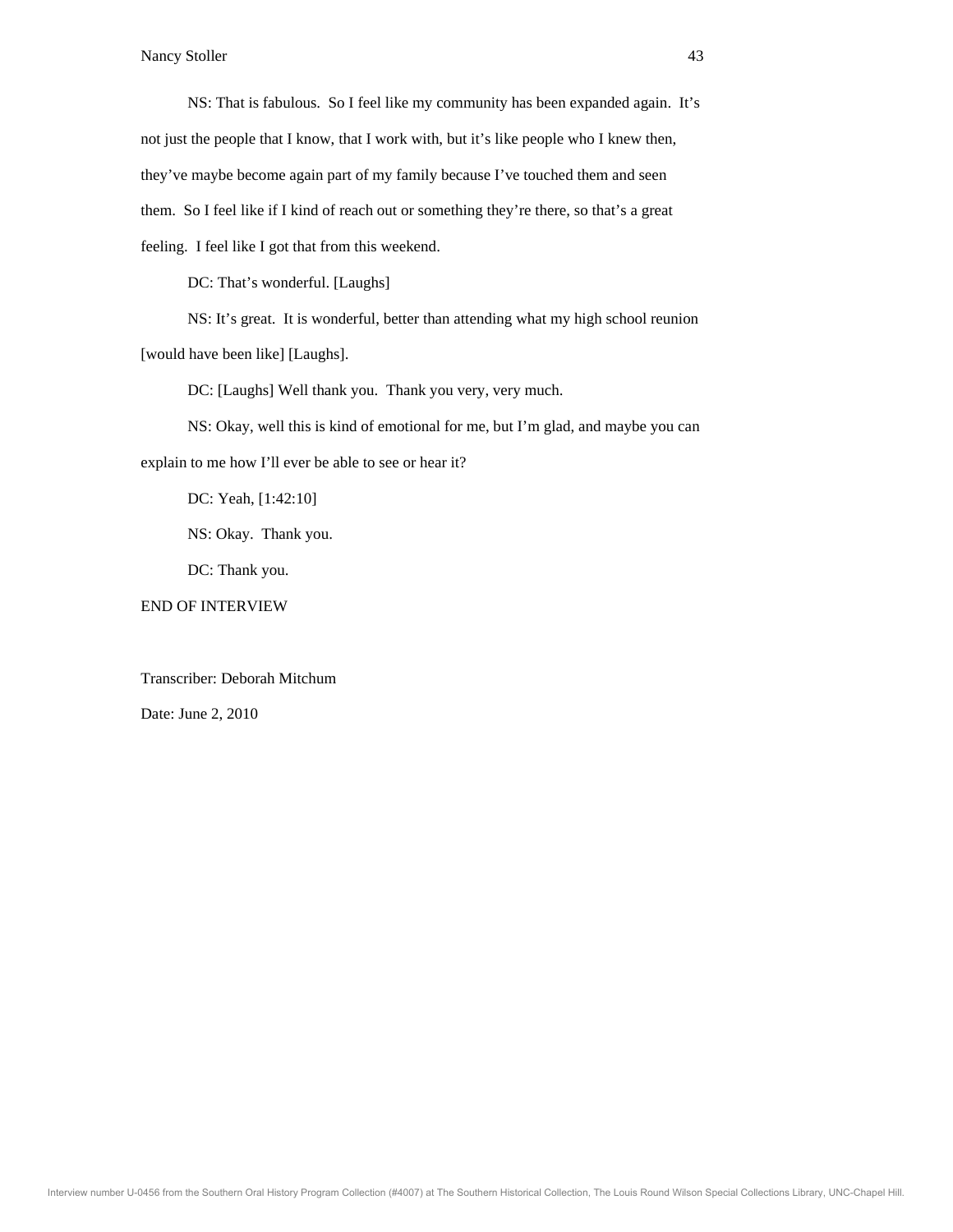NS: That is fabulous. So I feel like my community has been expanded again. It's not just the people that I know, that I work with, but it's like people who I knew then, they've maybe become again part of my family because I've touched them and seen them. So I feel like if I kind of reach out or something they're there, so that's a great feeling. I feel like I got that from this weekend.

DC: That's wonderful. [Laughs]

NS: It's great. It is wonderful, better than attending what my high school reunion [would have been like] [Laughs].

DC: [Laughs] Well thank you. Thank you very, very much.

NS: Okay, well this is kind of emotional for me, but I'm glad, and maybe you can explain to me how I'll ever be able to see or hear it?

DC: Yeah, [1:42:10]

NS: Okay. Thank you.

DC: Thank you.

END OF INTERVIEW

Transcriber: Deborah Mitchum

Date: June 2, 2010